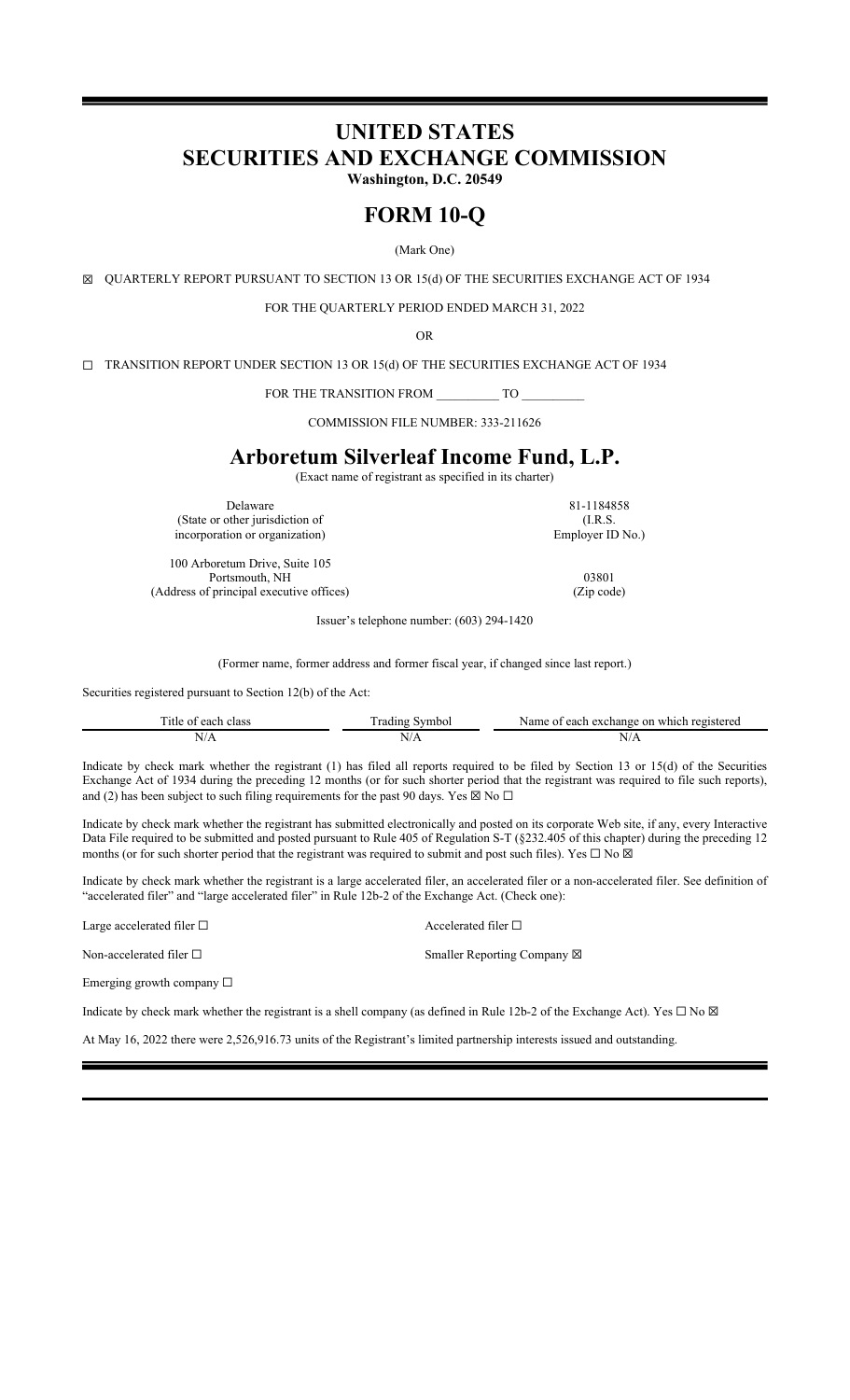# UNITED STATES
# SECURITIES AND EXCHANGE COMMISSION

**Washington, D.C. 20549**

# FORM 10-Q

(Mark One)

☒ QUARTERLY REPORT PURSUANT TO SECTION 13 OR 15(d) OF THE SECURITIES EXCHANGE ACT OF 1934

FOR THE QUARTERLY PERIOD ENDED MARCH 31, 2022

OR

☐ TRANSITION REPORT UNDER SECTION 13 OR 15(d) OF THE SECURITIES EXCHANGE ACT OF 1934

FOR THE TRANSITION FROM __________ TO __________

COMMISSION FILE NUMBER: 333-211626

# Arboretum Silverleaf Income Fund, L.P.

(Exact name of registrant as specified in its charter)

| | |
|---|---|
| Delaware<br>(State or other jurisdiction of incorporation or organization) | 81-1184858<br>(I.R.S. Employer ID No.) |
| 100 Arboretum Drive, Suite 105<br>Portsmouth, NH<br>(Address of principal executive offices) | 03801<br>(Zip code) |

Issuer's telephone number: (603) 294-1420

(Former name, former address and former fiscal year, if changed since last report.)

Securities registered pursuant to Section 12(b) of the Act:

| Title of each class | Trading Symbol | Name of each exchange on which registered |
|---|---|---|
| N/A | N/A | N/A |

Indicate by check mark whether the registrant (1) has filed all reports required to be filed by Section 13 or 15(d) of the Securities Exchange Act of 1934 during the preceding 12 months (or for such shorter period that the registrant was required to file such reports), and (2) has been subject to such filing requirements for the past 90 days. Yes ☒ No ☐

Indicate by check mark whether the registrant has submitted electronically and posted on its corporate Web site, if any, every Interactive Data File required to be submitted and posted pursuant to Rule 405 of Regulation S-T (§232.405 of this chapter) during the preceding 12 months (or for such shorter period that the registrant was required to submit and post such files). Yes ☐ No ☒

Indicate by check mark whether the registrant is a large accelerated filer, an accelerated filer or a non-accelerated filer. See definition of "accelerated filer" and "large accelerated filer" in Rule 12b-2 of the Exchange Act. (Check one):

| | |
|---|---|
| Large accelerated filer ☐ | Accelerated filer ☐ |
| Non-accelerated filer ☐ | Smaller Reporting Company ☒ |
| Emerging growth company ☐ | |

Indicate by check mark whether the registrant is a shell company (as defined in Rule 12b-2 of the Exchange Act). Yes ☐ No ☒

At May 16, 2022 there were 2,526,916.73 units of the Registrant's limited partnership interests issued and outstanding.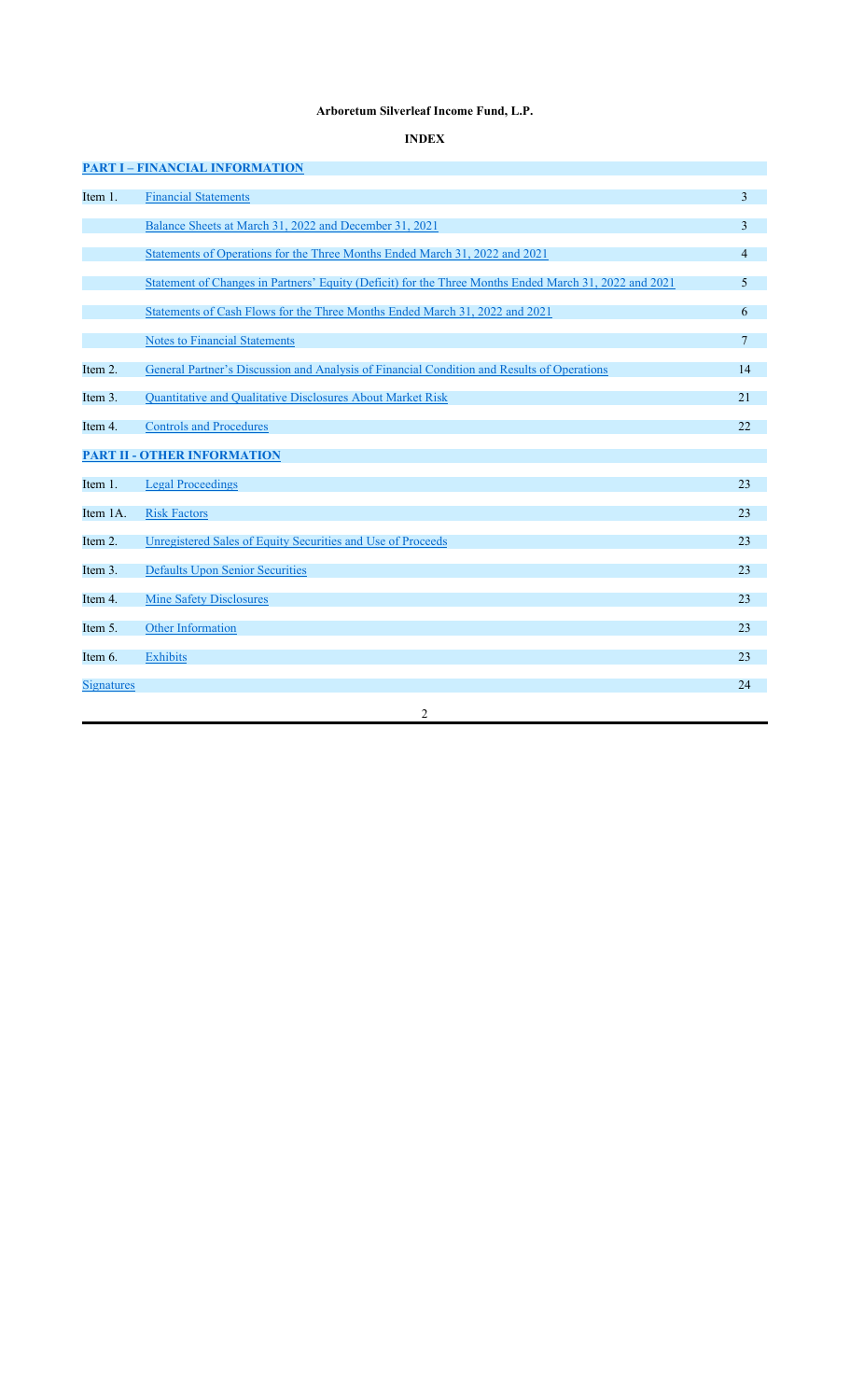**Arboretum Silverleaf Income Fund, L.P.**

**INDEX**

| | | |
|---|---|---|
| **PART I – FINANCIAL INFORMATION** | | |
| Item 1. | Financial Statements | 3 |
| | Balance Sheets at March 31, 2022 and December 31, 2021 | 3 |
| | Statements of Operations for the Three Months Ended March 31, 2022 and 2021 | 4 |
| | Statement of Changes in Partners' Equity (Deficit) for the Three Months Ended March 31, 2022 and 2021 | 5 |
| | Statements of Cash Flows for the Three Months Ended March 31, 2022 and 2021 | 6 |
| | Notes to Financial Statements | 7 |
| Item 2. | General Partner's Discussion and Analysis of Financial Condition and Results of Operations | 14 |
| Item 3. | Quantitative and Qualitative Disclosures About Market Risk | 21 |
| Item 4. | Controls and Procedures | 22 |
| **PART II - OTHER INFORMATION** | | |
| Item 1. | Legal Proceedings | 23 |
| Item 1A. | Risk Factors | 23 |
| Item 2. | Unregistered Sales of Equity Securities and Use of Proceeds | 23 |
| Item 3. | Defaults Upon Senior Securities | 23 |
| Item 4. | Mine Safety Disclosures | 23 |
| Item 5. | Other Information | 23 |
| Item 6. | Exhibits | 23 |
| Signatures | | 24 |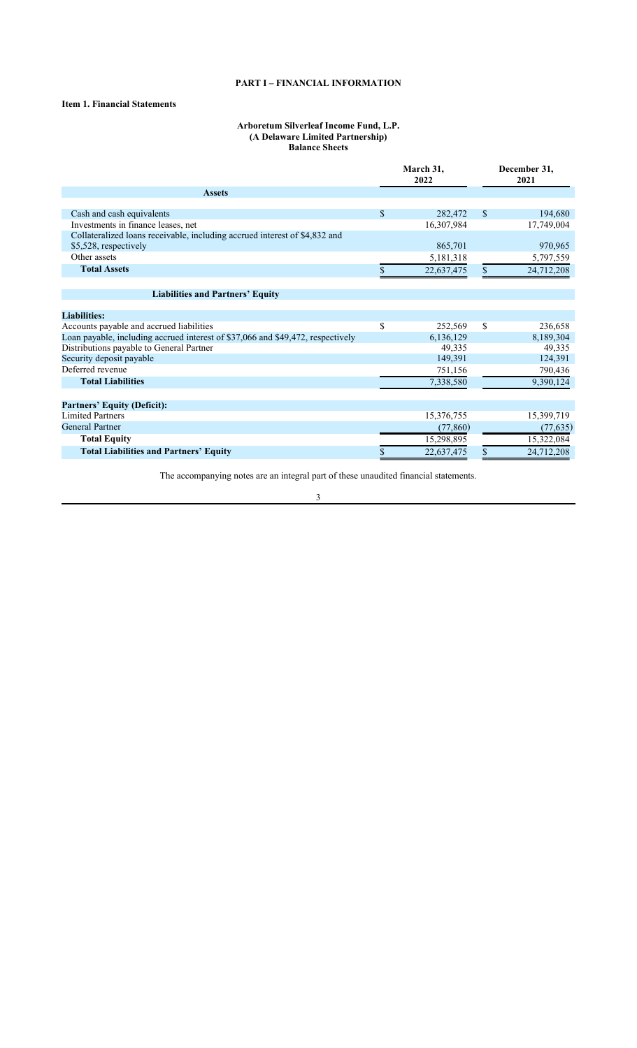## PART I – FINANCIAL INFORMATION

### Item 1. Financial Statements

**Arboretum Silverleaf Income Fund, L.P.**
**(A Delaware Limited Partnership)**
**Balance Sheets**

| | March 31, 2022 | December 31, 2021 |
|---|---|---|
| **Assets** | | |
| Cash and cash equivalents | $ 282,472 | $ 194,680 |
| Investments in finance leases, net | 16,307,984 | 17,749,004 |
| Collateralized loans receivable, including accrued interest of $4,832 and $5,528, respectively | 865,701 | 970,965 |
| Other assets | 5,181,318 | 5,797,559 |
| **Total Assets** | $ 22,637,475 | $ 24,712,208 |
| **Liabilities and Partners' Equity** | | |
| **Liabilities:** | | |
| Accounts payable and accrued liabilities | $ 252,569 | $ 236,658 |
| Loan payable, including accrued interest of $37,066 and $49,472, respectively | 6,136,129 | 8,189,304 |
| Distributions payable to General Partner | 49,335 | 49,335 |
| Security deposit payable | 149,391 | 124,391 |
| Deferred revenue | 751,156 | 790,436 |
| **Total Liabilities** | 7,338,580 | 9,390,124 |
| **Partners' Equity (Deficit):** | | |
| Limited Partners | 15,376,755 | 15,399,719 |
| General Partner | (77,860) | (77,635) |
| **Total Equity** | 15,298,895 | 15,322,084 |
| **Total Liabilities and Partners' Equity** | $ 22,637,475 | $ 24,712,208 |

The accompanying notes are an integral part of these unaudited financial statements.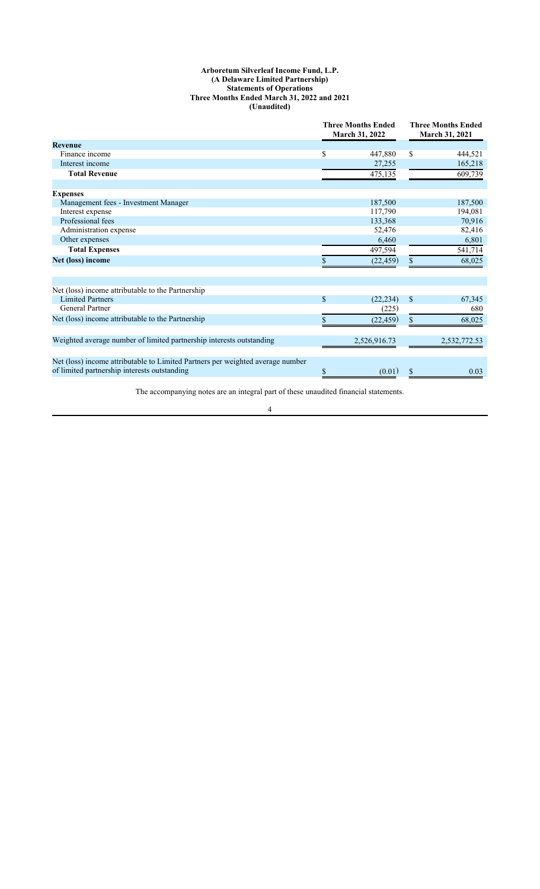**Arboretum Silverleaf Income Fund, L.P.**
**(A Delaware Limited Partnership)**
**Statements of Operations**
**Three Months Ended March 31, 2022 and 2021**
**(Unaudited)**

| | Three Months Ended March 31, 2022 | Three Months Ended March 31, 2021 |
|---|---|---|
| **Revenue** | | |
| Finance income | $ 447,880 | $ 444,521 |
| Interest income | 27,255 | 165,218 |
| **Total Revenue** | 475,135 | 609,739 |
| | | |
| **Expenses** | | |
| Management fees - Investment Manager | 187,500 | 187,500 |
| Interest expense | 117,790 | 194,081 |
| Professional fees | 133,368 | 70,916 |
| Administration expense | 52,476 | 82,416 |
| Other expenses | 6,460 | 6,801 |
| **Total Expenses** | 497,594 | 541,714 |
| **Net (loss) income** | $ (22,459) | $ 68,025 |
| | | |
| Net (loss) income attributable to the Partnership | | |
| Limited Partners | $ (22,234) | $ 67,345 |
| General Partner | (225) | 680 |
| Net (loss) income attributable to the Partnership | $ (22,459) | $ 68,025 |
| | | |
| Weighted average number of limited partnership interests outstanding | 2,526,916.73 | 2,532,772.53 |
| | | |
| Net (loss) income attributable to Limited Partners per weighted average number of limited partnership interests outstanding | $ (0.01) | $ 0.03 |

The accompanying notes are an integral part of these unaudited financial statements.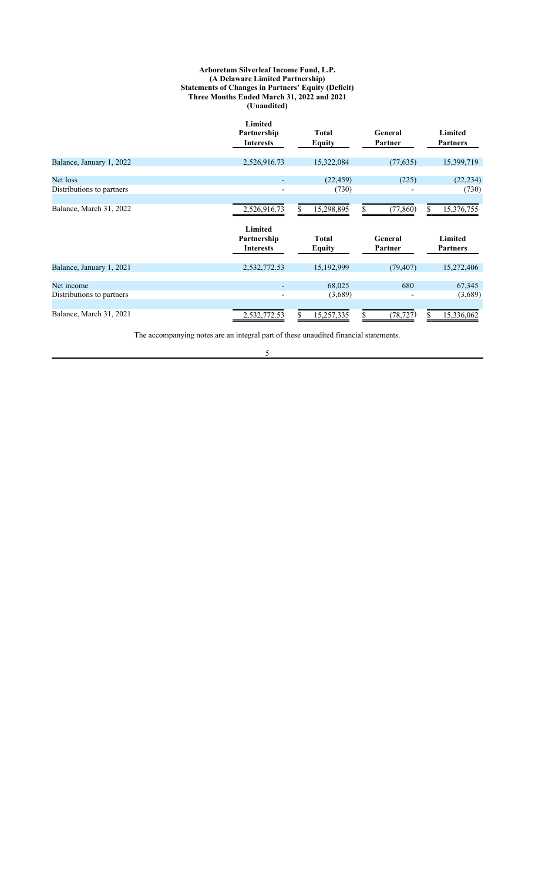**Arboretum Silverleaf Income Fund, L.P.**
**(A Delaware Limited Partnership)**
**Statements of Changes in Partners' Equity (Deficit)**
**Three Months Ended March 31, 2022 and 2021**
**(Unaudited)**

| | Limited Partnership Interests | Total Equity | General Partner | Limited Partners |
|---|---|---|---|---|
| Balance, January 1, 2022 | 2,526,916.73 | 15,322,084 | (77,635) | 15,399,719 |
| Net loss | - | (22,459) | (225) | (22,234) |
| Distributions to partners | - | (730) | - | (730) |
| Balance, March 31, 2022 | 2,526,916.73 | $ 15,298,895 | $ (77,860) | $ 15,376,755 |

| | Limited Partnership Interests | Total Equity | General Partner | Limited Partners |
|---|---|---|---|---|
| Balance, January 1, 2021 | 2,532,772.53 | 15,192,999 | (79,407) | 15,272,406 |
| Net income | - | 68,025 | 680 | 67,345 |
| Distributions to partners | - | (3,689) | - | (3,689) |
| Balance, March 31, 2021 | 2,532,772.53 | $ 15,257,335 | $ (78,727) | $ 15,336,062 |

The accompanying notes are an integral part of these unaudited financial statements.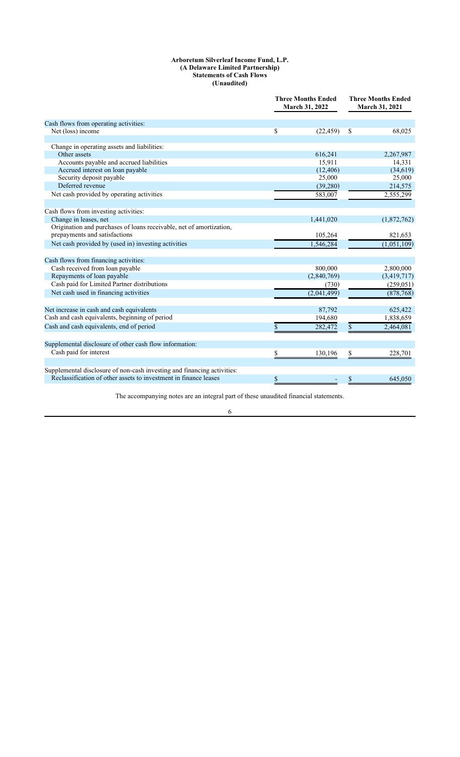**Arboretum Silverleaf Income Fund, L.P.**
**(A Delaware Limited Partnership)**
**Statements of Cash Flows**
**(Unaudited)**

| | Three Months Ended March 31, 2022 | Three Months Ended March 31, 2021 |
|---|---|---|
| Cash flows from operating activities: | | |
| Net (loss) income | $ (22,459) | $ 68,025 |
| | | |
| Change in operating assets and liabilities: | | |
| Other assets | 616,241 | 2,267,987 |
| Accounts payable and accrued liabilities | 15,911 | 14,331 |
| Accrued interest on loan payable | (12,406) | (34,619) |
| Security deposit payable | 25,000 | 25,000 |
| Deferred revenue | (39,280) | 214,575 |
| Net cash provided by operating activities | 583,007 | 2,555,299 |
| | | |
| Cash flows from investing activities: | | |
| Change in leases, net | 1,441,020 | (1,872,762) |
| Origination and purchases of loans receivable, net of amortization, prepayments and satisfactions | 105,264 | 821,653 |
| Net cash provided by (used in) investing activities | 1,546,284 | (1,051,109) |
| | | |
| Cash flows from financing activities: | | |
| Cash received from loan payable | 800,000 | 2,800,000 |
| Repayments of loan payable | (2,840,769) | (3,419,717) |
| Cash paid for Limited Partner distributions | (730) | (259,051) |
| Net cash used in financing activities | (2,041,499) | (878,768) |
| | | |
| Net increase in cash and cash equivalents | 87,792 | 625,422 |
| Cash and cash equivalents, beginning of period | 194,680 | 1,838,659 |
| Cash and cash equivalents, end of period | $ 282,472 | $ 2,464,081 |
| | | |
| Supplemental disclosure of other cash flow information: | | |
| Cash paid for interest | $ 130,196 | $ 228,701 |
| | | |
| Supplemental disclosure of non-cash investing and financing activities: | | |
| Reclassification of other assets to investment in finance leases | $ - | $ 645,050 |

The accompanying notes are an integral part of these unaudited financial statements.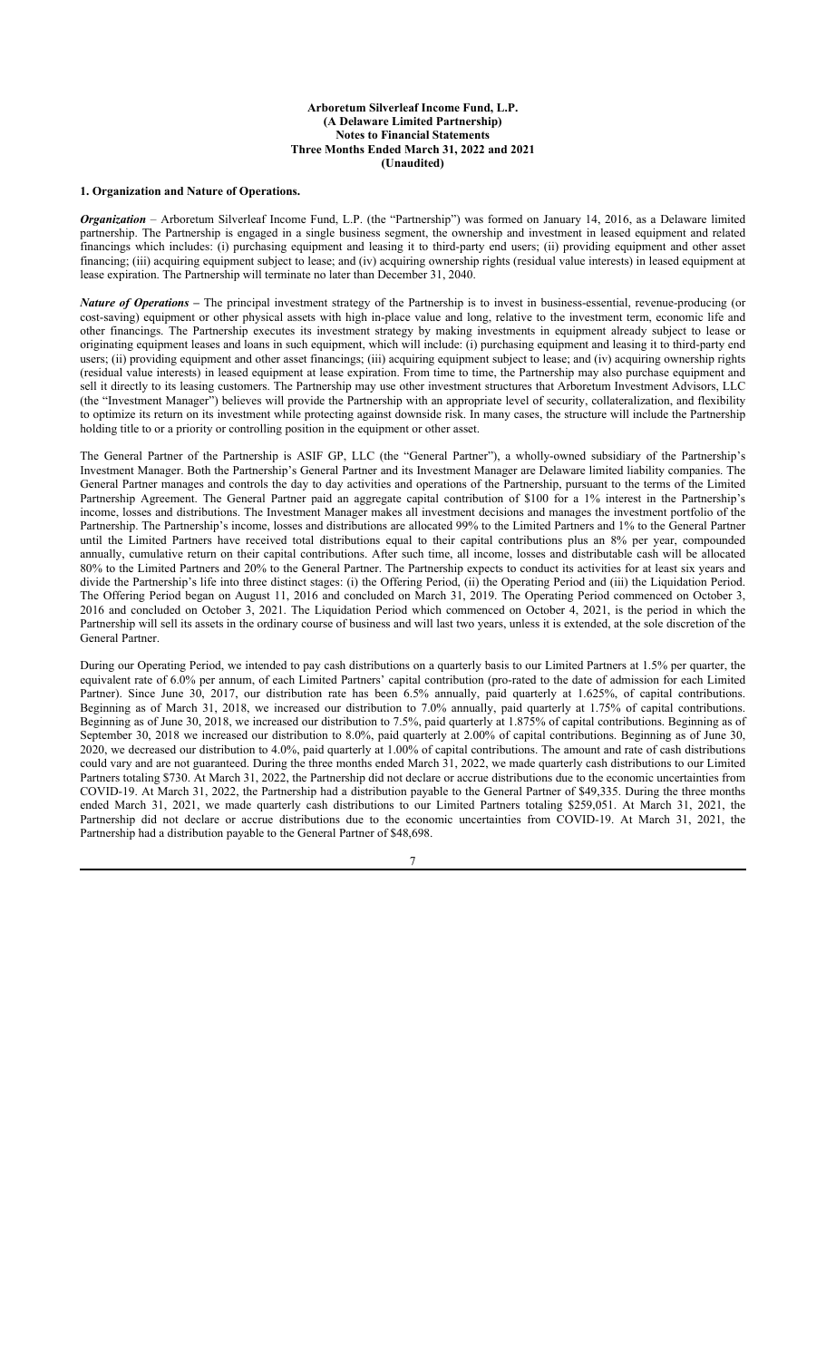**Arboretum Silverleaf Income Fund, L.P.**
**(A Delaware Limited Partnership)**
**Notes to Financial Statements**
**Three Months Ended March 31, 2022 and 2021**
**(Unaudited)**

## 1. Organization and Nature of Operations.

***Organization*** – Arboretum Silverleaf Income Fund, L.P. (the "Partnership") was formed on January 14, 2016, as a Delaware limited partnership. The Partnership is engaged in a single business segment, the ownership and investment in leased equipment and related financings which includes: (i) purchasing equipment and leasing it to third-party end users; (ii) providing equipment and other asset financing; (iii) acquiring equipment subject to lease; and (iv) acquiring ownership rights (residual value interests) in leased equipment at lease expiration. The Partnership will terminate no later than December 31, 2040.

***Nature of Operations*** – The principal investment strategy of the Partnership is to invest in business-essential, revenue-producing (or cost-saving) equipment or other physical assets with high in-place value and long, relative to the investment term, economic life and other financings. The Partnership executes its investment strategy by making investments in equipment already subject to lease or originating equipment leases and loans in such equipment, which will include: (i) purchasing equipment and leasing it to third-party end users; (ii) providing equipment and other asset financings; (iii) acquiring equipment subject to lease; and (iv) acquiring ownership rights (residual value interests) in leased equipment at lease expiration. From time to time, the Partnership may also purchase equipment and sell it directly to its leasing customers. The Partnership may use other investment structures that Arboretum Investment Advisors, LLC (the "Investment Manager") believes will provide the Partnership with an appropriate level of security, collateralization, and flexibility to optimize its return on its investment while protecting against downside risk. In many cases, the structure will include the Partnership holding title to or a priority or controlling position in the equipment or other asset.

The General Partner of the Partnership is ASIF GP, LLC (the "General Partner"), a wholly-owned subsidiary of the Partnership's Investment Manager. Both the Partnership's General Partner and its Investment Manager are Delaware limited liability companies. The General Partner manages and controls the day to day activities and operations of the Partnership, pursuant to the terms of the Limited Partnership Agreement. The General Partner paid an aggregate capital contribution of $100 for a 1% interest in the Partnership's income, losses and distributions. The Investment Manager makes all investment decisions and manages the investment portfolio of the Partnership. The Partnership's income, losses and distributions are allocated 99% to the Limited Partners and 1% to the General Partner until the Limited Partners have received total distributions equal to their capital contributions plus an 8% per year, compounded annually, cumulative return on their capital contributions. After such time, all income, losses and distributable cash will be allocated 80% to the Limited Partners and 20% to the General Partner. The Partnership expects to conduct its activities for at least six years and divide the Partnership's life into three distinct stages: (i) the Offering Period, (ii) the Operating Period and (iii) the Liquidation Period. The Offering Period began on August 11, 2016 and concluded on March 31, 2019. The Operating Period commenced on October 3, 2016 and concluded on October 3, 2021. The Liquidation Period which commenced on October 4, 2021, is the period in which the Partnership will sell its assets in the ordinary course of business and will last two years, unless it is extended, at the sole discretion of the General Partner.

During our Operating Period, we intended to pay cash distributions on a quarterly basis to our Limited Partners at 1.5% per quarter, the equivalent rate of 6.0% per annum, of each Limited Partners' capital contribution (pro-rated to the date of admission for each Limited Partner). Since June 30, 2017, our distribution rate has been 6.5% annually, paid quarterly at 1.625%, of capital contributions. Beginning as of March 31, 2018, we increased our distribution to 7.0% annually, paid quarterly at 1.75% of capital contributions. Beginning as of June 30, 2018, we increased our distribution to 7.5%, paid quarterly at 1.875% of capital contributions. Beginning as of September 30, 2018 we increased our distribution to 8.0%, paid quarterly at 2.00% of capital contributions. Beginning as of June 30, 2020, we decreased our distribution to 4.0%, paid quarterly at 1.00% of capital contributions. The amount and rate of cash distributions could vary and are not guaranteed. During the three months ended March 31, 2022, we made quarterly cash distributions to our Limited Partners totaling $730. At March 31, 2022, the Partnership did not declare or accrue distributions due to the economic uncertainties from COVID-19. At March 31, 2022, the Partnership had a distribution payable to the General Partner of $49,335. During the three months ended March 31, 2021, we made quarterly cash distributions to our Limited Partners totaling $259,051. At March 31, 2021, the Partnership did not declare or accrue distributions due to the economic uncertainties from COVID-19. At March 31, 2021, the Partnership had a distribution payable to the General Partner of $48,698.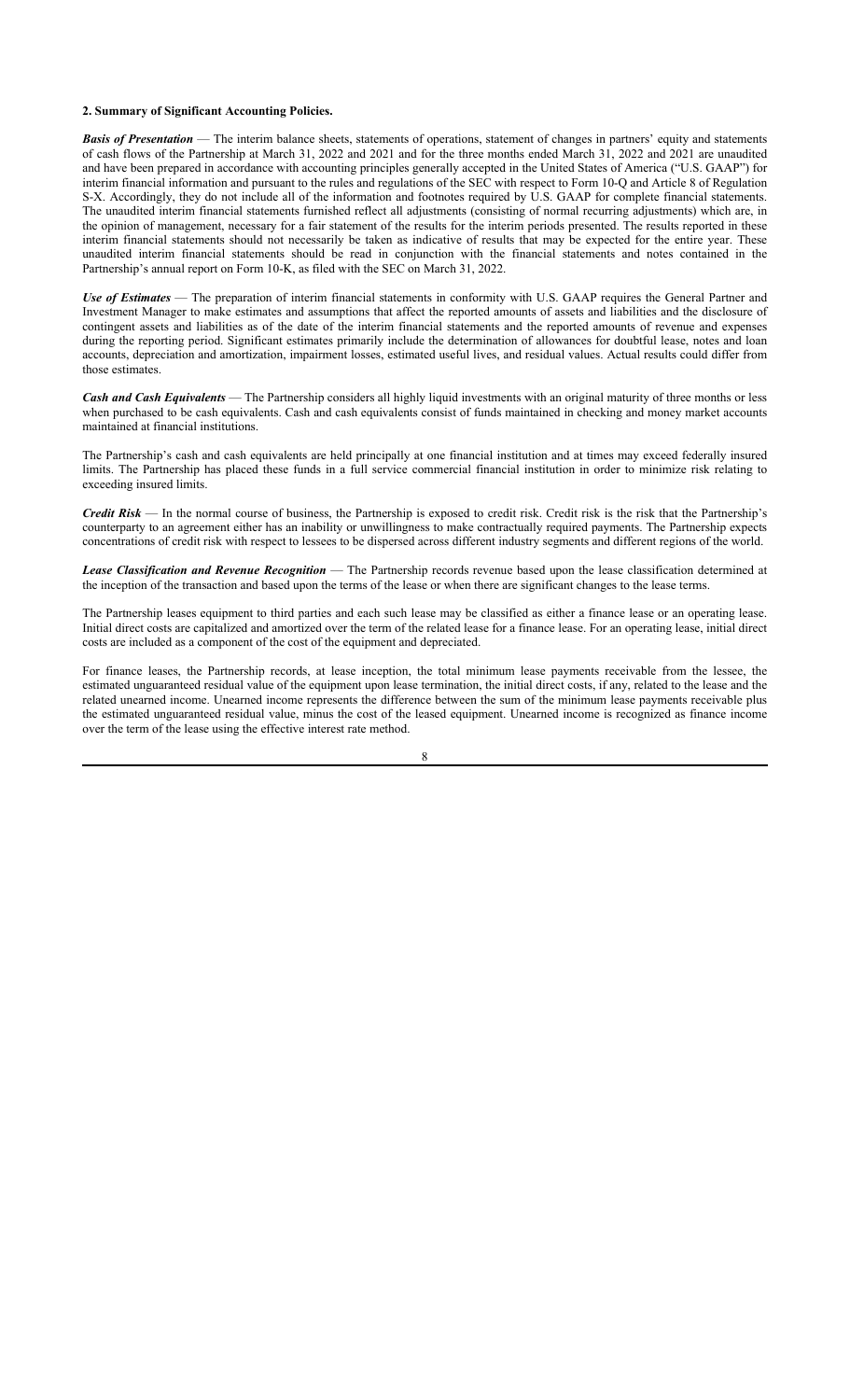## 2. Summary of Significant Accounting Policies.

***Basis of Presentation*** — The interim balance sheets, statements of operations, statement of changes in partners' equity and statements of cash flows of the Partnership at March 31, 2022 and 2021 and for the three months ended March 31, 2022 and 2021 are unaudited and have been prepared in accordance with accounting principles generally accepted in the United States of America ("U.S. GAAP") for interim financial information and pursuant to the rules and regulations of the SEC with respect to Form 10-Q and Article 8 of Regulation S-X. Accordingly, they do not include all of the information and footnotes required by U.S. GAAP for complete financial statements. The unaudited interim financial statements furnished reflect all adjustments (consisting of normal recurring adjustments) which are, in the opinion of management, necessary for a fair statement of the results for the interim periods presented. The results reported in these interim financial statements should not necessarily be taken as indicative of results that may be expected for the entire year. These unaudited interim financial statements should be read in conjunction with the financial statements and notes contained in the Partnership's annual report on Form 10-K, as filed with the SEC on March 31, 2022.

***Use of Estimates*** — The preparation of interim financial statements in conformity with U.S. GAAP requires the General Partner and Investment Manager to make estimates and assumptions that affect the reported amounts of assets and liabilities and the disclosure of contingent assets and liabilities as of the date of the interim financial statements and the reported amounts of revenue and expenses during the reporting period. Significant estimates primarily include the determination of allowances for doubtful lease, notes and loan accounts, depreciation and amortization, impairment losses, estimated useful lives, and residual values. Actual results could differ from those estimates.

***Cash and Cash Equivalents*** — The Partnership considers all highly liquid investments with an original maturity of three months or less when purchased to be cash equivalents. Cash and cash equivalents consist of funds maintained in checking and money market accounts maintained at financial institutions.

The Partnership's cash and cash equivalents are held principally at one financial institution and at times may exceed federally insured limits. The Partnership has placed these funds in a full service commercial financial institution in order to minimize risk relating to exceeding insured limits.

***Credit Risk*** — In the normal course of business, the Partnership is exposed to credit risk. Credit risk is the risk that the Partnership's counterparty to an agreement either has an inability or unwillingness to make contractually required payments. The Partnership expects concentrations of credit risk with respect to lessees to be dispersed across different industry segments and different regions of the world.

***Lease Classification and Revenue Recognition*** — The Partnership records revenue based upon the lease classification determined at the inception of the transaction and based upon the terms of the lease or when there are significant changes to the lease terms.

The Partnership leases equipment to third parties and each such lease may be classified as either a finance lease or an operating lease. Initial direct costs are capitalized and amortized over the term of the related lease for a finance lease. For an operating lease, initial direct costs are included as a component of the cost of the equipment and depreciated.

For finance leases, the Partnership records, at lease inception, the total minimum lease payments receivable from the lessee, the estimated unguaranteed residual value of the equipment upon lease termination, the initial direct costs, if any, related to the lease and the related unearned income. Unearned income represents the difference between the sum of the minimum lease payments receivable plus the estimated unguaranteed residual value, minus the cost of the leased equipment. Unearned income is recognized as finance income over the term of the lease using the effective interest rate method.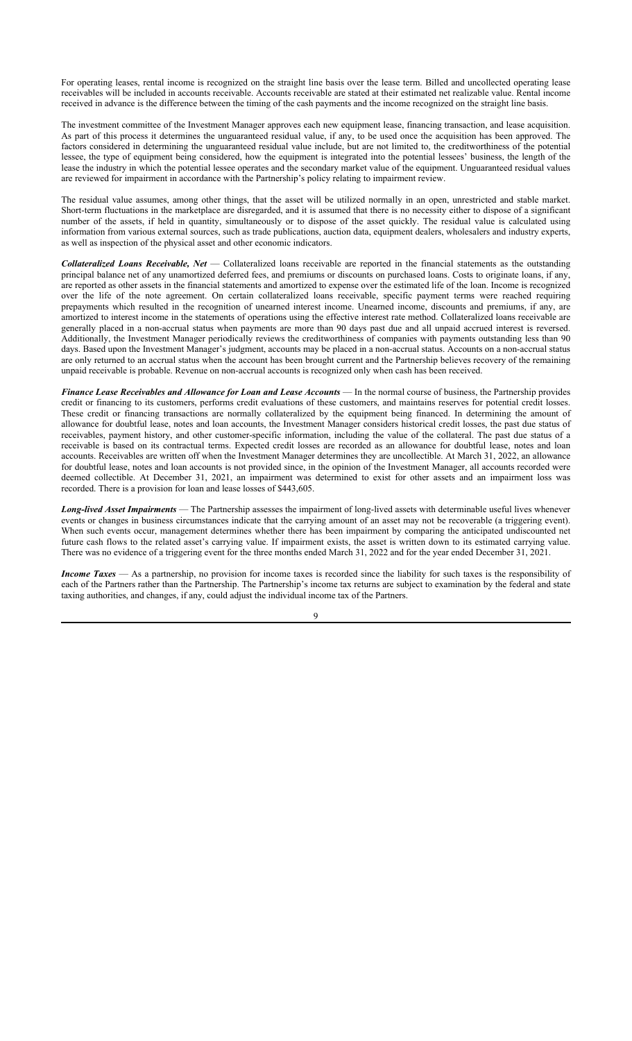For operating leases, rental income is recognized on the straight line basis over the lease term. Billed and uncollected operating lease receivables will be included in accounts receivable. Accounts receivable are stated at their estimated net realizable value. Rental income received in advance is the difference between the timing of the cash payments and the income recognized on the straight line basis.

The investment committee of the Investment Manager approves each new equipment lease, financing transaction, and lease acquisition. As part of this process it determines the unguaranteed residual value, if any, to be used once the acquisition has been approved. The factors considered in determining the unguaranteed residual value include, but are not limited to, the creditworthiness of the potential lessee, the type of equipment being considered, how the equipment is integrated into the potential lessees' business, the length of the lease the industry in which the potential lessee operates and the secondary market value of the equipment. Unguaranteed residual values are reviewed for impairment in accordance with the Partnership's policy relating to impairment review.

The residual value assumes, among other things, that the asset will be utilized normally in an open, unrestricted and stable market. Short-term fluctuations in the marketplace are disregarded, and it is assumed that there is no necessity either to dispose of a significant number of the assets, if held in quantity, simultaneously or to dispose of the asset quickly. The residual value is calculated using information from various external sources, such as trade publications, auction data, equipment dealers, wholesalers and industry experts, as well as inspection of the physical asset and other economic indicators.

***Collateralized Loans Receivable, Net*** — Collateralized loans receivable are reported in the financial statements as the outstanding principal balance net of any unamortized deferred fees, and premiums or discounts on purchased loans. Costs to originate loans, if any, are reported as other assets in the financial statements and amortized to expense over the estimated life of the loan. Income is recognized over the life of the note agreement. On certain collateralized loans receivable, specific payment terms were reached requiring prepayments which resulted in the recognition of unearned interest income. Unearned income, discounts and premiums, if any, are amortized to interest income in the statements of operations using the effective interest rate method. Collateralized loans receivable are generally placed in a non-accrual status when payments are more than 90 days past due and all unpaid accrued interest is reversed. Additionally, the Investment Manager periodically reviews the creditworthiness of companies with payments outstanding less than 90 days. Based upon the Investment Manager's judgment, accounts may be placed in a non-accrual status. Accounts on a non-accrual status are only returned to an accrual status when the account has been brought current and the Partnership believes recovery of the remaining unpaid receivable is probable. Revenue on non-accrual accounts is recognized only when cash has been received.

***Finance Lease Receivables and Allowance for Loan and Lease Accounts*** — In the normal course of business, the Partnership provides credit or financing to its customers, performs credit evaluations of these customers, and maintains reserves for potential credit losses. These credit or financing transactions are normally collateralized by the equipment being financed. In determining the amount of allowance for doubtful lease, notes and loan accounts, the Investment Manager considers historical credit losses, the past due status of receivables, payment history, and other customer-specific information, including the value of the collateral. The past due status of a receivable is based on its contractual terms. Expected credit losses are recorded as an allowance for doubtful lease, notes and loan accounts. Receivables are written off when the Investment Manager determines they are uncollectible. At March 31, 2022, an allowance for doubtful lease, notes and loan accounts is not provided since, in the opinion of the Investment Manager, all accounts recorded were deemed collectible. At December 31, 2021, an impairment was determined to exist for other assets and an impairment loss was recorded. There is a provision for loan and lease losses of $443,605.

***Long-lived Asset Impairments*** — The Partnership assesses the impairment of long-lived assets with determinable useful lives whenever events or changes in business circumstances indicate that the carrying amount of an asset may not be recoverable (a triggering event). When such events occur, management determines whether there has been impairment by comparing the anticipated undiscounted net future cash flows to the related asset's carrying value. If impairment exists, the asset is written down to its estimated carrying value. There was no evidence of a triggering event for the three months ended March 31, 2022 and for the year ended December 31, 2021.

***Income Taxes*** — As a partnership, no provision for income taxes is recorded since the liability for such taxes is the responsibility of each of the Partners rather than the Partnership. The Partnership's income tax returns are subject to examination by the federal and state taxing authorities, and changes, if any, could adjust the individual income tax of the Partners.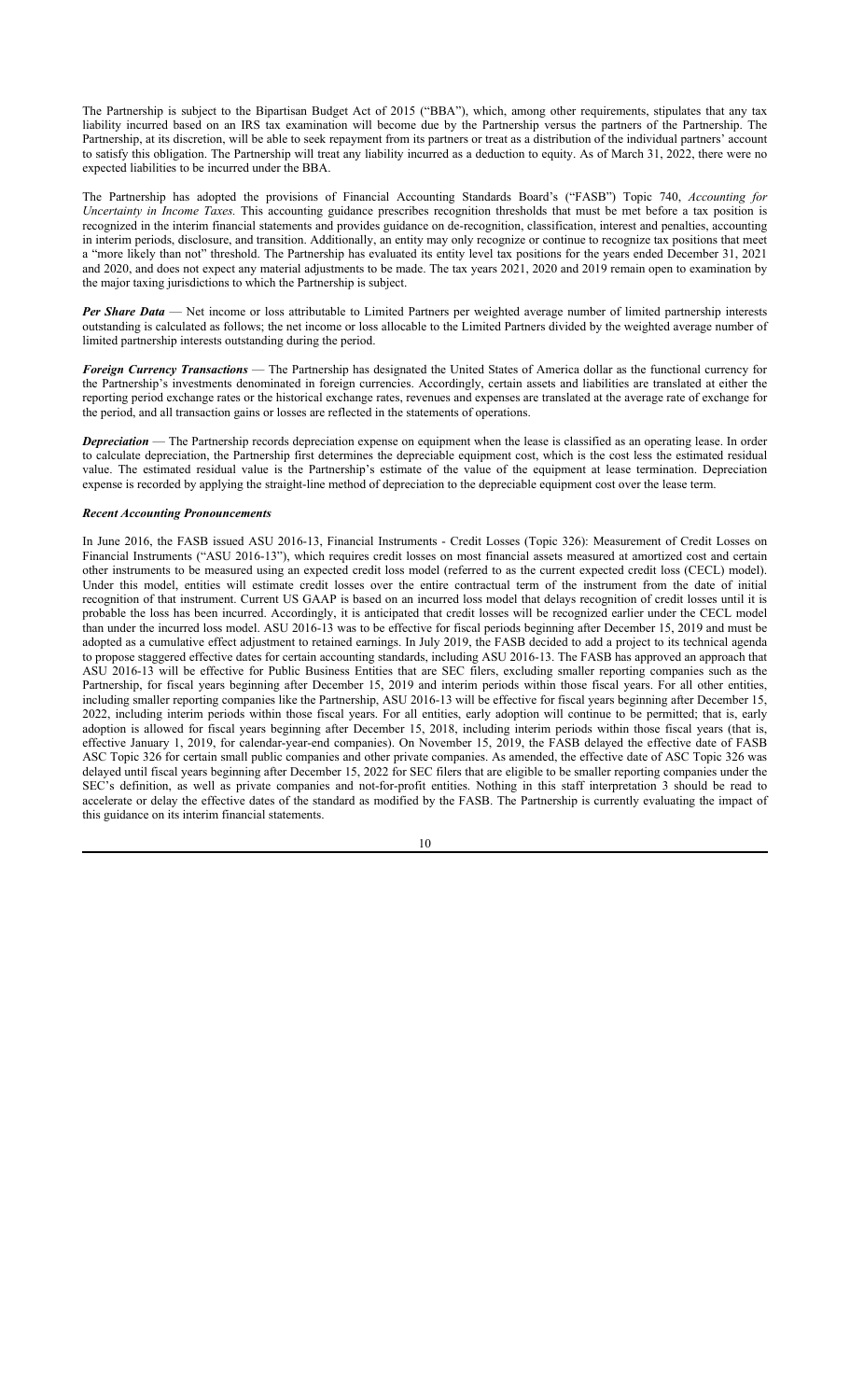The Partnership is subject to the Bipartisan Budget Act of 2015 ("BBA"), which, among other requirements, stipulates that any tax liability incurred based on an IRS tax examination will become due by the Partnership versus the partners of the Partnership. The Partnership, at its discretion, will be able to seek repayment from its partners or treat as a distribution of the individual partners' account to satisfy this obligation. The Partnership will treat any liability incurred as a deduction to equity. As of March 31, 2022, there were no expected liabilities to be incurred under the BBA.

The Partnership has adopted the provisions of Financial Accounting Standards Board's ("FASB") Topic 740, *Accounting for Uncertainty in Income Taxes.* This accounting guidance prescribes recognition thresholds that must be met before a tax position is recognized in the interim financial statements and provides guidance on de-recognition, classification, interest and penalties, accounting in interim periods, disclosure, and transition. Additionally, an entity may only recognize or continue to recognize tax positions that meet a "more likely than not" threshold. The Partnership has evaluated its entity level tax positions for the years ended December 31, 2021 and 2020, and does not expect any material adjustments to be made. The tax years 2021, 2020 and 2019 remain open to examination by the major taxing jurisdictions to which the Partnership is subject.

***Per Share Data*** — Net income or loss attributable to Limited Partners per weighted average number of limited partnership interests outstanding is calculated as follows; the net income or loss allocable to the Limited Partners divided by the weighted average number of limited partnership interests outstanding during the period.

***Foreign Currency Transactions*** — The Partnership has designated the United States of America dollar as the functional currency for the Partnership's investments denominated in foreign currencies. Accordingly, certain assets and liabilities are translated at either the reporting period exchange rates or the historical exchange rates, revenues and expenses are translated at the average rate of exchange for the period, and all transaction gains or losses are reflected in the statements of operations.

***Depreciation*** — The Partnership records depreciation expense on equipment when the lease is classified as an operating lease. In order to calculate depreciation, the Partnership first determines the depreciable equipment cost, which is the cost less the estimated residual value. The estimated residual value is the Partnership's estimate of the value of the equipment at lease termination. Depreciation expense is recorded by applying the straight-line method of depreciation to the depreciable equipment cost over the lease term.

***Recent Accounting Pronouncements***

In June 2016, the FASB issued ASU 2016-13, Financial Instruments - Credit Losses (Topic 326): Measurement of Credit Losses on Financial Instruments ("ASU 2016-13"), which requires credit losses on most financial assets measured at amortized cost and certain other instruments to be measured using an expected credit loss model (referred to as the current expected credit loss (CECL) model). Under this model, entities will estimate credit losses over the entire contractual term of the instrument from the date of initial recognition of that instrument. Current US GAAP is based on an incurred loss model that delays recognition of credit losses until it is probable the loss has been incurred. Accordingly, it is anticipated that credit losses will be recognized earlier under the CECL model than under the incurred loss model. ASU 2016-13 was to be effective for fiscal periods beginning after December 15, 2019 and must be adopted as a cumulative effect adjustment to retained earnings. In July 2019, the FASB decided to add a project to its technical agenda to propose staggered effective dates for certain accounting standards, including ASU 2016-13. The FASB has approved an approach that ASU 2016-13 will be effective for Public Business Entities that are SEC filers, excluding smaller reporting companies such as the Partnership, for fiscal years beginning after December 15, 2019 and interim periods within those fiscal years. For all other entities, including smaller reporting companies like the Partnership, ASU 2016-13 will be effective for fiscal years beginning after December 15, 2022, including interim periods within those fiscal years. For all entities, early adoption will continue to be permitted; that is, early adoption is allowed for fiscal years beginning after December 15, 2018, including interim periods within those fiscal years (that is, effective January 1, 2019, for calendar-year-end companies). On November 15, 2019, the FASB delayed the effective date of FASB ASC Topic 326 for certain small public companies and other private companies. As amended, the effective date of ASC Topic 326 was delayed until fiscal years beginning after December 15, 2022 for SEC filers that are eligible to be smaller reporting companies under the SEC's definition, as well as private companies and not-for-profit entities. Nothing in this staff interpretation 3 should be read to accelerate or delay the effective dates of the standard as modified by the FASB. The Partnership is currently evaluating the impact of this guidance on its interim financial statements.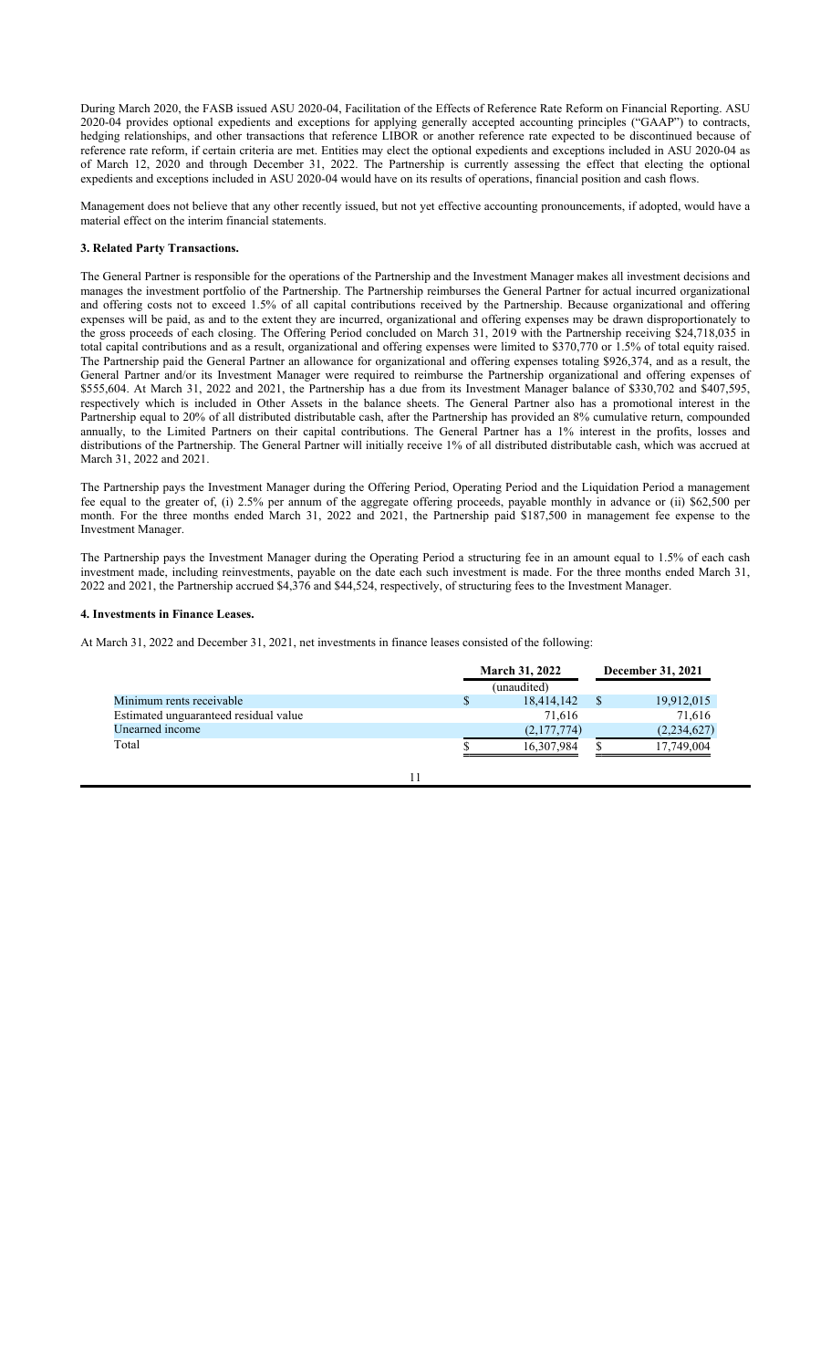During March 2020, the FASB issued ASU 2020-04, Facilitation of the Effects of Reference Rate Reform on Financial Reporting. ASU 2020-04 provides optional expedients and exceptions for applying generally accepted accounting principles ("GAAP") to contracts, hedging relationships, and other transactions that reference LIBOR or another reference rate expected to be discontinued because of reference rate reform, if certain criteria are met. Entities may elect the optional expedients and exceptions included in ASU 2020-04 as of March 12, 2020 and through December 31, 2022. The Partnership is currently assessing the effect that electing the optional expedients and exceptions included in ASU 2020-04 would have on its results of operations, financial position and cash flows.

Management does not believe that any other recently issued, but not yet effective accounting pronouncements, if adopted, would have a material effect on the interim financial statements.

**3. Related Party Transactions.**

The General Partner is responsible for the operations of the Partnership and the Investment Manager makes all investment decisions and manages the investment portfolio of the Partnership. The Partnership reimburses the General Partner for actual incurred organizational and offering costs not to exceed 1.5% of all capital contributions received by the Partnership. Because organizational and offering expenses will be paid, as and to the extent they are incurred, organizational and offering expenses may be drawn disproportionately to the gross proceeds of each closing. The Offering Period concluded on March 31, 2019 with the Partnership receiving $24,718,035 in total capital contributions and as a result, organizational and offering expenses were limited to $370,770 or 1.5% of total equity raised. The Partnership paid the General Partner an allowance for organizational and offering expenses totaling $926,374, and as a result, the General Partner and/or its Investment Manager were required to reimburse the Partnership organizational and offering expenses of $555,604. At March 31, 2022 and 2021, the Partnership has a due from its Investment Manager balance of $330,702 and $407,595, respectively which is included in Other Assets in the balance sheets. The General Partner also has a promotional interest in the Partnership equal to 20% of all distributed distributable cash, after the Partnership has provided an 8% cumulative return, compounded annually, to the Limited Partners on their capital contributions. The General Partner has a 1% interest in the profits, losses and distributions of the Partnership. The General Partner will initially receive 1% of all distributed distributable cash, which was accrued at March 31, 2022 and 2021.

The Partnership pays the Investment Manager during the Offering Period, Operating Period and the Liquidation Period a management fee equal to the greater of, (i) 2.5% per annum of the aggregate offering proceeds, payable monthly in advance or (ii) $62,500 per month. For the three months ended March 31, 2022 and 2021, the Partnership paid $187,500 in management fee expense to the Investment Manager.

The Partnership pays the Investment Manager during the Operating Period a structuring fee in an amount equal to 1.5% of each cash investment made, including reinvestments, payable on the date each such investment is made. For the three months ended March 31, 2022 and 2021, the Partnership accrued $4,376 and $44,524, respectively, of structuring fees to the Investment Manager.

**4. Investments in Finance Leases.**

At March 31, 2022 and December 31, 2021, net investments in finance leases consisted of the following:

| | March 31, 2022 | December 31, 2021 |
|---|---|---|
| | (unaudited) | |
| Minimum rents receivable | $ 18,414,142 | $ 19,912,015 |
| Estimated unguaranteed residual value | 71,616 | 71,616 |
| Unearned income | (2,177,774) | (2,234,627) |
| Total | $ 16,307,984 | $ 17,749,004 |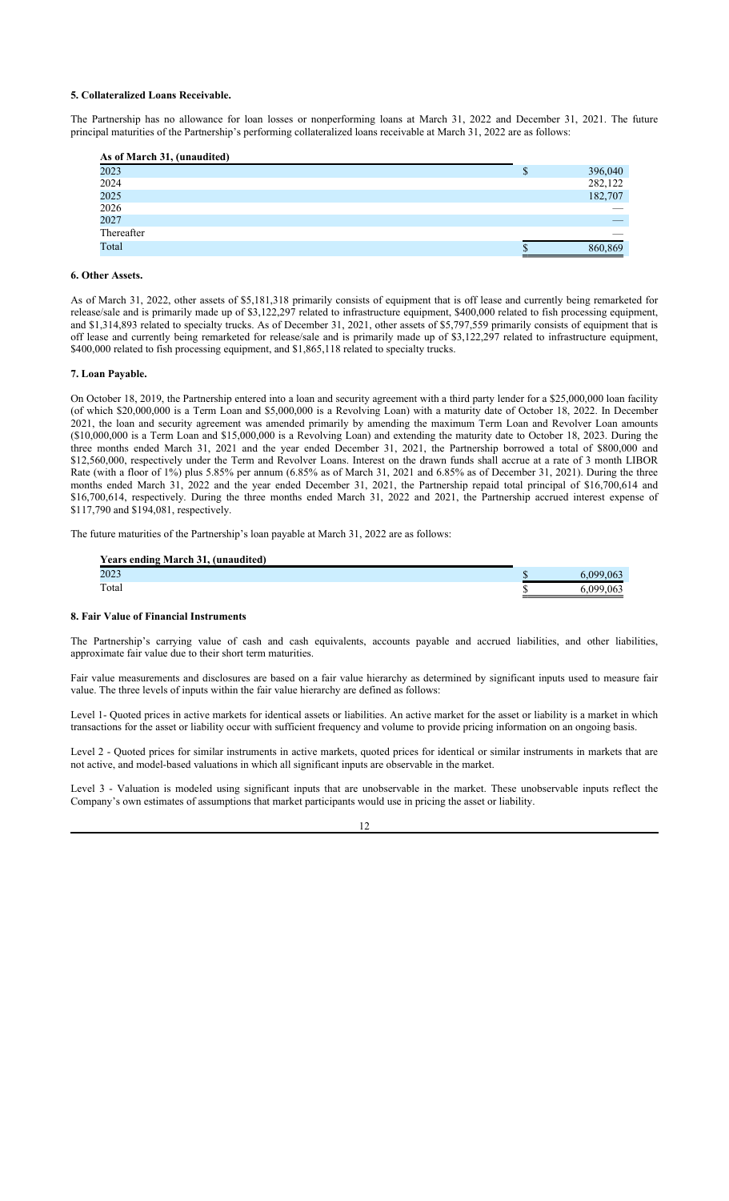**5. Collateralized Loans Receivable.**

The Partnership has no allowance for loan losses or nonperforming loans at March 31, 2022 and December 31, 2021. The future principal maturities of the Partnership's performing collateralized loans receivable at March 31, 2022 are as follows:

| As of March 31, (unaudited) | | |
|---|---|---|
| 2023 | $ | 396,040 |
| 2024 | | 282,122 |
| 2025 | | 182,707 |
| 2026 | | — |
| 2027 | | — |
| Thereafter | | — |
| Total | $ | 860,869 |

**6. Other Assets.**

As of March 31, 2022, other assets of $5,181,318 primarily consists of equipment that is off lease and currently being remarketed for release/sale and is primarily made up of $3,122,297 related to infrastructure equipment, $400,000 related to fish processing equipment, and $1,314,893 related to specialty trucks. As of December 31, 2021, other assets of $5,797,559 primarily consists of equipment that is off lease and currently being remarketed for release/sale and is primarily made up of $3,122,297 related to infrastructure equipment, $400,000 related to fish processing equipment, and $1,865,118 related to specialty trucks.

**7. Loan Payable.**

On October 18, 2019, the Partnership entered into a loan and security agreement with a third party lender for a $25,000,000 loan facility (of which $20,000,000 is a Term Loan and $5,000,000 is a Revolving Loan) with a maturity date of October 18, 2022. In December 2021, the loan and security agreement was amended primarily by amending the maximum Term Loan and Revolver Loan amounts ($10,000,000 is a Term Loan and $15,000,000 is a Revolving Loan) and extending the maturity date to October 18, 2023. During the three months ended March 31, 2021 and the year ended December 31, 2021, the Partnership borrowed a total of $800,000 and $12,560,000, respectively under the Term and Revolver Loans. Interest on the drawn funds shall accrue at a rate of 3 month LIBOR Rate (with a floor of 1%) plus 5.85% per annum (6.85% as of March 31, 2021 and 6.85% as of December 31, 2021). During the three months ended March 31, 2022 and the year ended December 31, 2021, the Partnership repaid total principal of $16,700,614 and $16,700,614, respectively. During the three months ended March 31, 2022 and 2021, the Partnership accrued interest expense of $117,790 and $194,081, respectively.

The future maturities of the Partnership's loan payable at March 31, 2022 are as follows:

| Years ending March 31, (unaudited) | | |
|---|---|---|
| 2023 | $ | 6,099,063 |
| Total | $ | 6,099,063 |

**8. Fair Value of Financial Instruments**

The Partnership's carrying value of cash and cash equivalents, accounts payable and accrued liabilities, and other liabilities, approximate fair value due to their short term maturities.

Fair value measurements and disclosures are based on a fair value hierarchy as determined by significant inputs used to measure fair value. The three levels of inputs within the fair value hierarchy are defined as follows:

Level 1- Quoted prices in active markets for identical assets or liabilities. An active market for the asset or liability is a market in which transactions for the asset or liability occur with sufficient frequency and volume to provide pricing information on an ongoing basis.

Level 2 - Quoted prices for similar instruments in active markets, quoted prices for identical or similar instruments in markets that are not active, and model-based valuations in which all significant inputs are observable in the market.

Level 3 - Valuation is modeled using significant inputs that are unobservable in the market. These unobservable inputs reflect the Company's own estimates of assumptions that market participants would use in pricing the asset or liability.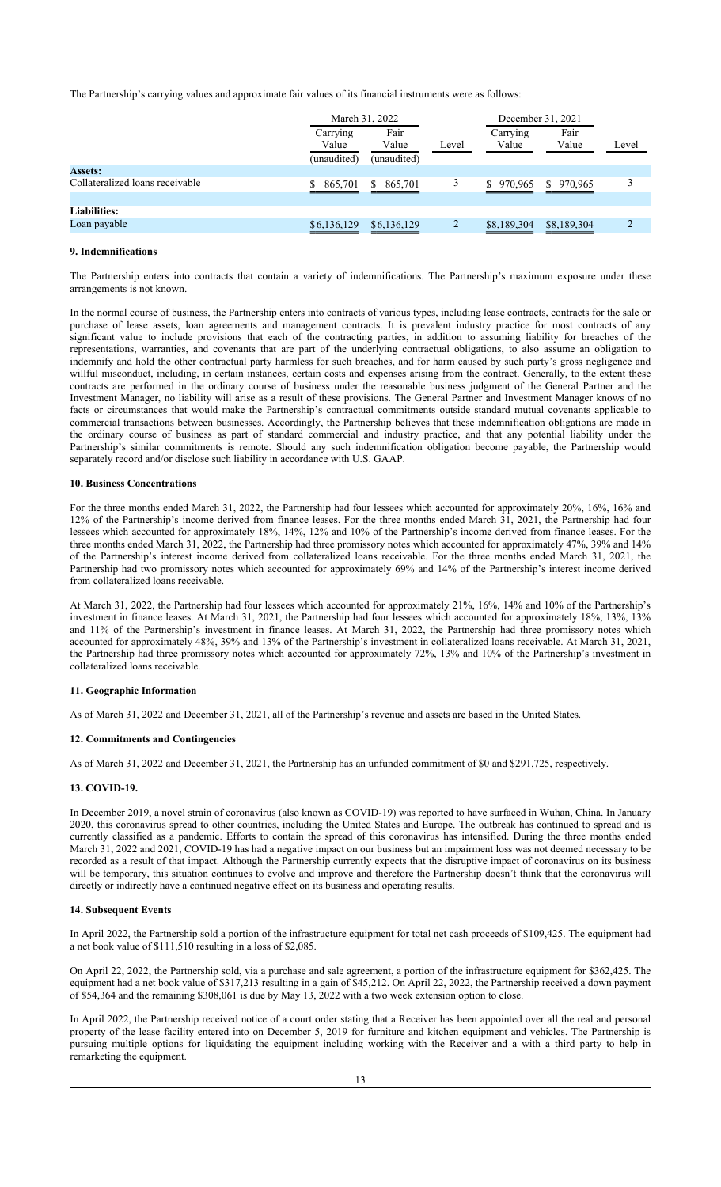The Partnership's carrying values and approximate fair values of its financial instruments were as follows:

| | March 31, 2022 | | | December 31, 2021 | | |
|---|---|---|---|---|---|---|
| | Carrying Value (unaudited) | Fair Value (unaudited) | Level | Carrying Value | Fair Value | Level |
| **Assets:** | | | | | | |
| Collateralized loans receivable | $ 865,701 | $ 865,701 | 3 | $ 970,965 | $ 970,965 | 3 |
| **Liabilities:** | | | | | | |
| Loan payable | $6,136,129 | $6,136,129 | 2 | $8,189,304 | $8,189,304 | 2 |

### 9. Indemnifications

The Partnership enters into contracts that contain a variety of indemnifications. The Partnership's maximum exposure under these arrangements is not known.

In the normal course of business, the Partnership enters into contracts of various types, including lease contracts, contracts for the sale or purchase of lease assets, loan agreements and management contracts. It is prevalent industry practice for most contracts of any significant value to include provisions that each of the contracting parties, in addition to assuming liability for breaches of the representations, warranties, and covenants that are part of the underlying contractual obligations, to also assume an obligation to indemnify and hold the other contractual party harmless for such breaches, and for harm caused by such party's gross negligence and willful misconduct, including, in certain instances, certain costs and expenses arising from the contract. Generally, to the extent these contracts are performed in the ordinary course of business under the reasonable business judgment of the General Partner and the Investment Manager, no liability will arise as a result of these provisions. The General Partner and Investment Manager knows of no facts or circumstances that would make the Partnership's contractual commitments outside standard mutual covenants applicable to commercial transactions between businesses. Accordingly, the Partnership believes that these indemnification obligations are made in the ordinary course of business as part of standard commercial and industry practice, and that any potential liability under the Partnership's similar commitments is remote. Should any such indemnification obligation become payable, the Partnership would separately record and/or disclose such liability in accordance with U.S. GAAP.

### 10. Business Concentrations

For the three months ended March 31, 2022, the Partnership had four lessees which accounted for approximately 20%, 16%, 16% and 12% of the Partnership's income derived from finance leases. For the three months ended March 31, 2021, the Partnership had four lessees which accounted for approximately 18%, 14%, 12% and 10% of the Partnership's income derived from finance leases. For the three months ended March 31, 2022, the Partnership had three promissory notes which accounted for approximately 47%, 39% and 14% of the Partnership's interest income derived from collateralized loans receivable. For the three months ended March 31, 2021, the Partnership had two promissory notes which accounted for approximately 69% and 14% of the Partnership's interest income derived from collateralized loans receivable.

At March 31, 2022, the Partnership had four lessees which accounted for approximately 21%, 16%, 14% and 10% of the Partnership's investment in finance leases. At March 31, 2021, the Partnership had four lessees which accounted for approximately 18%, 13%, 13% and 11% of the Partnership's investment in finance leases. At March 31, 2022, the Partnership had three promissory notes which accounted for approximately 48%, 39% and 13% of the Partnership's investment in collateralized loans receivable. At March 31, 2021, the Partnership had three promissory notes which accounted for approximately 72%, 13% and 10% of the Partnership's investment in collateralized loans receivable.

### 11. Geographic Information

As of March 31, 2022 and December 31, 2021, all of the Partnership's revenue and assets are based in the United States.

### 12. Commitments and Contingencies

As of March 31, 2022 and December 31, 2021, the Partnership has an unfunded commitment of $0 and $291,725, respectively.

### 13. COVID-19.

In December 2019, a novel strain of coronavirus (also known as COVID-19) was reported to have surfaced in Wuhan, China. In January 2020, this coronavirus spread to other countries, including the United States and Europe. The outbreak has continued to spread and is currently classified as a pandemic. Efforts to contain the spread of this coronavirus has intensified. During the three months ended March 31, 2022 and 2021, COVID-19 has had a negative impact on our business but an impairment loss was not deemed necessary to be recorded as a result of that impact. Although the Partnership currently expects that the disruptive impact of coronavirus on its business will be temporary, this situation continues to evolve and improve and therefore the Partnership doesn't think that the coronavirus will directly or indirectly have a continued negative effect on its business and operating results.

### 14. Subsequent Events

In April 2022, the Partnership sold a portion of the infrastructure equipment for total net cash proceeds of $109,425. The equipment had a net book value of $111,510 resulting in a loss of $2,085.

On April 22, 2022, the Partnership sold, via a purchase and sale agreement, a portion of the infrastructure equipment for $362,425. The equipment had a net book value of $317,213 resulting in a gain of $45,212. On April 22, 2022, the Partnership received a down payment of $54,364 and the remaining $308,061 is due by May 13, 2022 with a two week extension option to close.

In April 2022, the Partnership received notice of a court order stating that a Receiver has been appointed over all the real and personal property of the lease facility entered into on December 5, 2019 for furniture and kitchen equipment and vehicles. The Partnership is pursuing multiple options for liquidating the equipment including working with the Receiver and a with a third party to help in remarketing the equipment.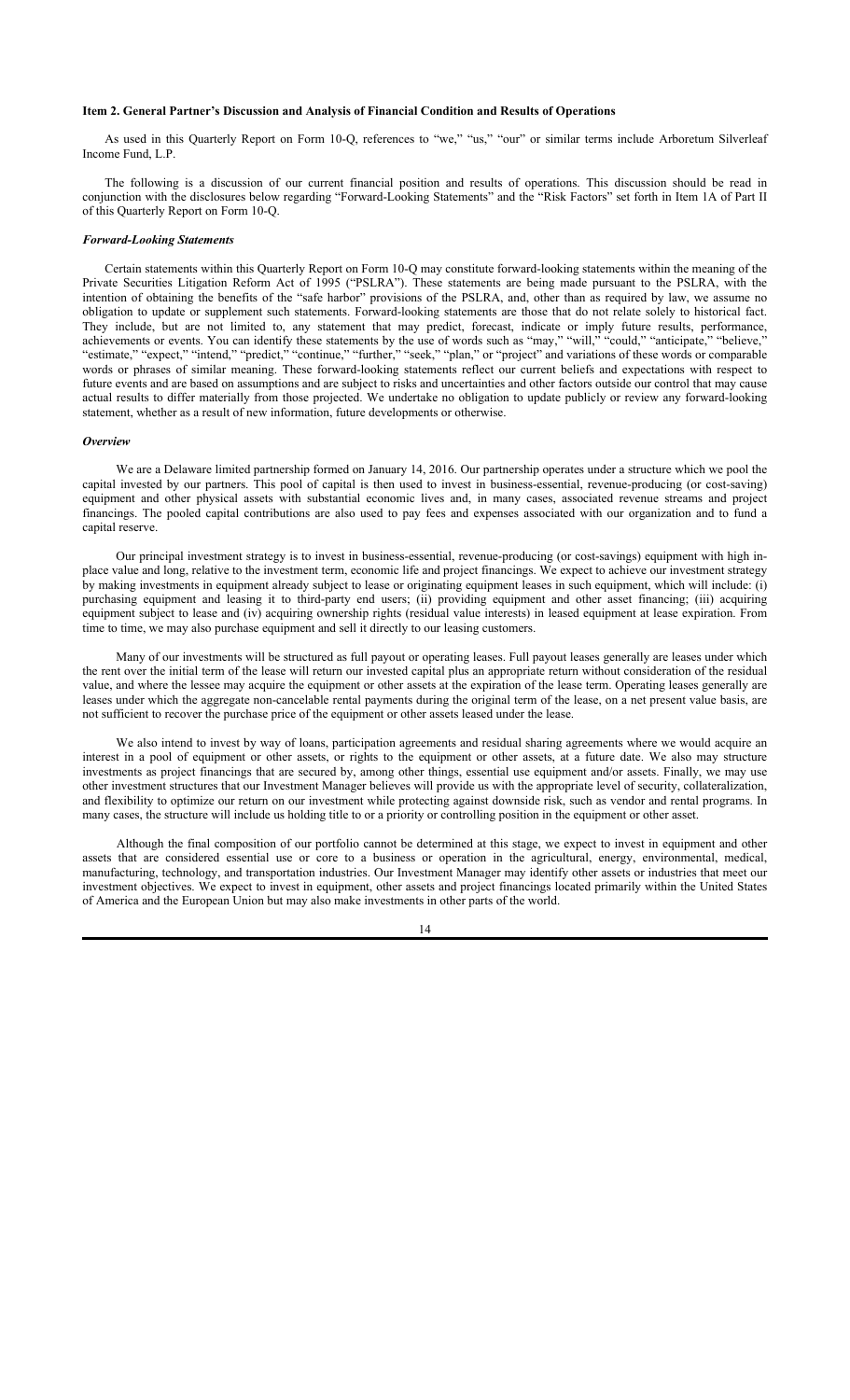### Item 2. General Partner's Discussion and Analysis of Financial Condition and Results of Operations

As used in this Quarterly Report on Form 10-Q, references to "we," "us," "our" or similar terms include Arboretum Silverleaf Income Fund, L.P.

The following is a discussion of our current financial position and results of operations. This discussion should be read in conjunction with the disclosures below regarding "Forward-Looking Statements" and the "Risk Factors" set forth in Item 1A of Part II of this Quarterly Report on Form 10-Q.

#### *Forward-Looking Statements*

Certain statements within this Quarterly Report on Form 10-Q may constitute forward-looking statements within the meaning of the Private Securities Litigation Reform Act of 1995 ("PSLRA"). These statements are being made pursuant to the PSLRA, with the intention of obtaining the benefits of the "safe harbor" provisions of the PSLRA, and, other than as required by law, we assume no obligation to update or supplement such statements. Forward-looking statements are those that do not relate solely to historical fact. They include, but are not limited to, any statement that may predict, forecast, indicate or imply future results, performance, achievements or events. You can identify these statements by the use of words such as "may," "will," "could," "anticipate," "believe," "estimate," "expect," "intend," "predict," "continue," "further," "seek," "plan," or "project" and variations of these words or comparable words or phrases of similar meaning. These forward-looking statements reflect our current beliefs and expectations with respect to future events and are based on assumptions and are subject to risks and uncertainties and other factors outside our control that may cause actual results to differ materially from those projected. We undertake no obligation to update publicly or review any forward-looking statement, whether as a result of new information, future developments or otherwise.

#### *Overview*

We are a Delaware limited partnership formed on January 14, 2016. Our partnership operates under a structure which we pool the capital invested by our partners. This pool of capital is then used to invest in business-essential, revenue-producing (or cost-saving) equipment and other physical assets with substantial economic lives and, in many cases, associated revenue streams and project financings. The pooled capital contributions are also used to pay fees and expenses associated with our organization and to fund a capital reserve.

Our principal investment strategy is to invest in business-essential, revenue-producing (or cost-savings) equipment with high in-place value and long, relative to the investment term, economic life and project financings. We expect to achieve our investment strategy by making investments in equipment already subject to lease or originating equipment leases in such equipment, which will include: (i) purchasing equipment and leasing it to third-party end users; (ii) providing equipment and other asset financing; (iii) acquiring equipment subject to lease and (iv) acquiring ownership rights (residual value interests) in leased equipment at lease expiration. From time to time, we may also purchase equipment and sell it directly to our leasing customers.

Many of our investments will be structured as full payout or operating leases. Full payout leases generally are leases under which the rent over the initial term of the lease will return our invested capital plus an appropriate return without consideration of the residual value, and where the lessee may acquire the equipment or other assets at the expiration of the lease term. Operating leases generally are leases under which the aggregate non-cancelable rental payments during the original term of the lease, on a net present value basis, are not sufficient to recover the purchase price of the equipment or other assets leased under the lease.

We also intend to invest by way of loans, participation agreements and residual sharing agreements where we would acquire an interest in a pool of equipment or other assets, or rights to the equipment or other assets, at a future date. We also may structure investments as project financings that are secured by, among other things, essential use equipment and/or assets. Finally, we may use other investment structures that our Investment Manager believes will provide us with the appropriate level of security, collateralization, and flexibility to optimize our return on our investment while protecting against downside risk, such as vendor and rental programs. In many cases, the structure will include us holding title to or a priority or controlling position in the equipment or other asset.

Although the final composition of our portfolio cannot be determined at this stage, we expect to invest in equipment and other assets that are considered essential use or core to a business or operation in the agricultural, energy, environmental, medical, manufacturing, technology, and transportation industries. Our Investment Manager may identify other assets or industries that meet our investment objectives. We expect to invest in equipment, other assets and project financings located primarily within the United States of America and the European Union but may also make investments in other parts of the world.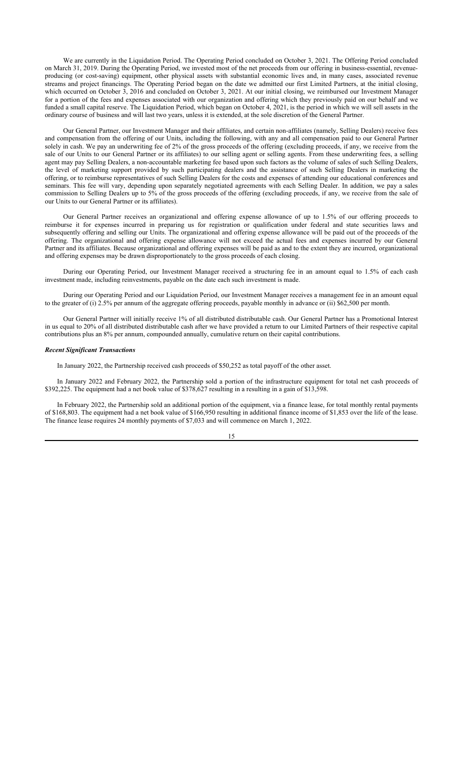We are currently in the Liquidation Period. The Operating Period concluded on October 3, 2021. The Offering Period concluded on March 31, 2019. During the Operating Period, we invested most of the net proceeds from our offering in business-essential, revenue-producing (or cost-saving) equipment, other physical assets with substantial economic lives and, in many cases, associated revenue streams and project financings. The Operating Period began on the date we admitted our first Limited Partners, at the initial closing, which occurred on October 3, 2016 and concluded on October 3, 2021. At our initial closing, we reimbursed our Investment Manager for a portion of the fees and expenses associated with our organization and offering which they previously paid on our behalf and we funded a small capital reserve. The Liquidation Period, which began on October 4, 2021, is the period in which we will sell assets in the ordinary course of business and will last two years, unless it is extended, at the sole discretion of the General Partner.

Our General Partner, our Investment Manager and their affiliates, and certain non-affiliates (namely, Selling Dealers) receive fees and compensation from the offering of our Units, including the following, with any and all compensation paid to our General Partner solely in cash. We pay an underwriting fee of 2% of the gross proceeds of the offering (excluding proceeds, if any, we receive from the sale of our Units to our General Partner or its affiliates) to our selling agent or selling agents. From these underwriting fees, a selling agent may pay Selling Dealers, a non-accountable marketing fee based upon such factors as the volume of sales of such Selling Dealers, the level of marketing support provided by such participating dealers and the assistance of such Selling Dealers in marketing the offering, or to reimburse representatives of such Selling Dealers for the costs and expenses of attending our educational conferences and seminars. This fee will vary, depending upon separately negotiated agreements with each Selling Dealer. In addition, we pay a sales commission to Selling Dealers up to 5% of the gross proceeds of the offering (excluding proceeds, if any, we receive from the sale of our Units to our General Partner or its affiliates).

Our General Partner receives an organizational and offering expense allowance of up to 1.5% of our offering proceeds to reimburse it for expenses incurred in preparing us for registration or qualification under federal and state securities laws and subsequently offering and selling our Units. The organizational and offering expense allowance will be paid out of the proceeds of the offering. The organizational and offering expense allowance will not exceed the actual fees and expenses incurred by our General Partner and its affiliates. Because organizational and offering expenses will be paid as and to the extent they are incurred, organizational and offering expenses may be drawn disproportionately to the gross proceeds of each closing.

During our Operating Period, our Investment Manager received a structuring fee in an amount equal to 1.5% of each cash investment made, including reinvestments, payable on the date each such investment is made.

During our Operating Period and our Liquidation Period, our Investment Manager receives a management fee in an amount equal to the greater of (i) 2.5% per annum of the aggregate offering proceeds, payable monthly in advance or (ii) $62,500 per month.

Our General Partner will initially receive 1% of all distributed distributable cash. Our General Partner has a Promotional Interest in us equal to 20% of all distributed distributable cash after we have provided a return to our Limited Partners of their respective capital contributions plus an 8% per annum, compounded annually, cumulative return on their capital contributions.

***Recent Significant Transactions***

In January 2022, the Partnership received cash proceeds of $50,252 as total payoff of the other asset.

In January 2022 and February 2022, the Partnership sold a portion of the infrastructure equipment for total net cash proceeds of $392,225. The equipment had a net book value of $378,627 resulting in a resulting in a gain of $13,598.

In February 2022, the Partnership sold an additional portion of the equipment, via a finance lease, for total monthly rental payments of $168,803. The equipment had a net book value of $166,950 resulting in additional finance income of $1,853 over the life of the lease. The finance lease requires 24 monthly payments of $7,033 and will commence on March 1, 2022.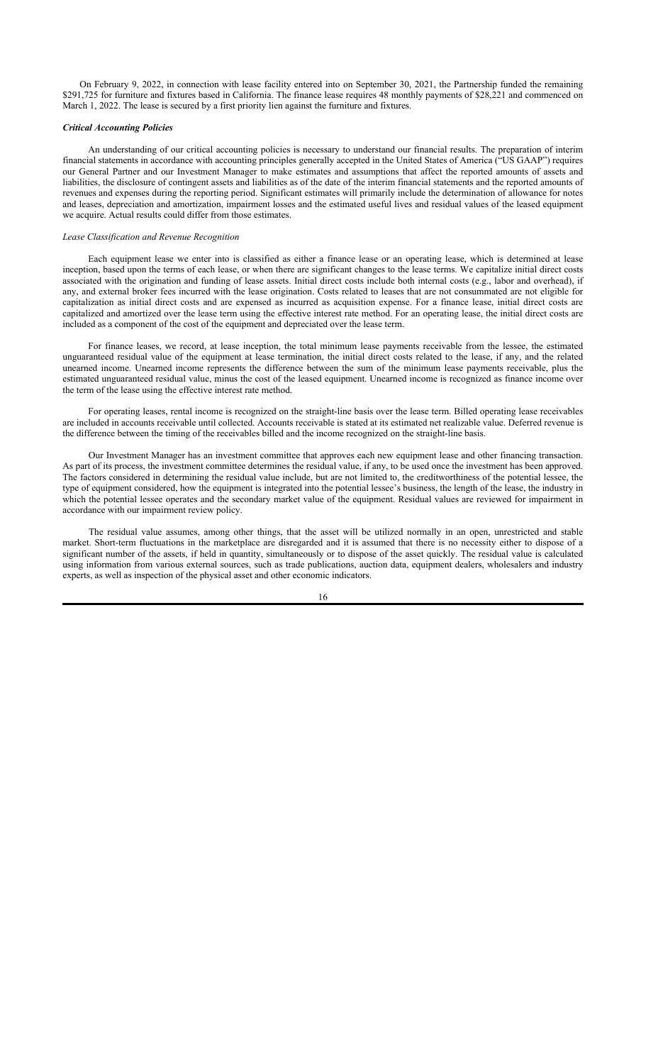On February 9, 2022, in connection with lease facility entered into on September 30, 2021, the Partnership funded the remaining $291,725 for furniture and fixtures based in California. The finance lease requires 48 monthly payments of $28,221 and commenced on March 1, 2022. The lease is secured by a first priority lien against the furniture and fixtures.

***Critical Accounting Policies***

An understanding of our critical accounting policies is necessary to understand our financial results. The preparation of interim financial statements in accordance with accounting principles generally accepted in the United States of America ("US GAAP") requires our General Partner and our Investment Manager to make estimates and assumptions that affect the reported amounts of assets and liabilities, the disclosure of contingent assets and liabilities as of the date of the interim financial statements and the reported amounts of revenues and expenses during the reporting period. Significant estimates will primarily include the determination of allowance for notes and leases, depreciation and amortization, impairment losses and the estimated useful lives and residual values of the leased equipment we acquire. Actual results could differ from those estimates.

*Lease Classification and Revenue Recognition*

Each equipment lease we enter into is classified as either a finance lease or an operating lease, which is determined at lease inception, based upon the terms of each lease, or when there are significant changes to the lease terms. We capitalize initial direct costs associated with the origination and funding of lease assets. Initial direct costs include both internal costs (e.g., labor and overhead), if any, and external broker fees incurred with the lease origination. Costs related to leases that are not consummated are not eligible for capitalization as initial direct costs and are expensed as incurred as acquisition expense. For a finance lease, initial direct costs are capitalized and amortized over the lease term using the effective interest rate method. For an operating lease, the initial direct costs are included as a component of the cost of the equipment and depreciated over the lease term.

For finance leases, we record, at lease inception, the total minimum lease payments receivable from the lessee, the estimated unguaranteed residual value of the equipment at lease termination, the initial direct costs related to the lease, if any, and the related unearned income. Unearned income represents the difference between the sum of the minimum lease payments receivable, plus the estimated unguaranteed residual value, minus the cost of the leased equipment. Unearned income is recognized as finance income over the term of the lease using the effective interest rate method.

For operating leases, rental income is recognized on the straight-line basis over the lease term. Billed operating lease receivables are included in accounts receivable until collected. Accounts receivable is stated at its estimated net realizable value. Deferred revenue is the difference between the timing of the receivables billed and the income recognized on the straight-line basis.

Our Investment Manager has an investment committee that approves each new equipment lease and other financing transaction. As part of its process, the investment committee determines the residual value, if any, to be used once the investment has been approved. The factors considered in determining the residual value include, but are not limited to, the creditworthiness of the potential lessee, the type of equipment considered, how the equipment is integrated into the potential lessee's business, the length of the lease, the industry in which the potential lessee operates and the secondary market value of the equipment. Residual values are reviewed for impairment in accordance with our impairment review policy.

The residual value assumes, among other things, that the asset will be utilized normally in an open, unrestricted and stable market. Short-term fluctuations in the marketplace are disregarded and it is assumed that there is no necessity either to dispose of a significant number of the assets, if held in quantity, simultaneously or to dispose of the asset quickly. The residual value is calculated using information from various external sources, such as trade publications, auction data, equipment dealers, wholesalers and industry experts, as well as inspection of the physical asset and other economic indicators.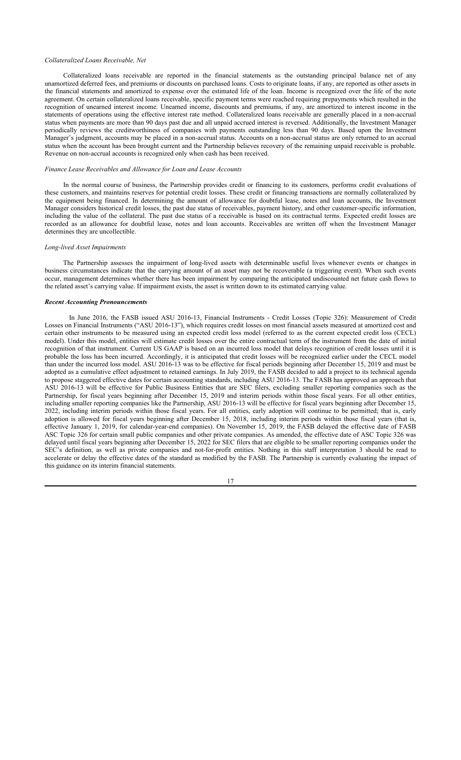*Collateralized Loans Receivable, Net*

Collateralized loans receivable are reported in the financial statements as the outstanding principal balance net of any unamortized deferred fees, and premiums or discounts on purchased loans. Costs to originate loans, if any, are reported as other assets in the financial statements and amortized to expense over the estimated life of the loan. Income is recognized over the life of the note agreement. On certain collateralized loans receivable, specific payment terms were reached requiring prepayments which resulted in the recognition of unearned interest income. Unearned income, discounts and premiums, if any, are amortized to interest income in the statements of operations using the effective interest rate method. Collateralized loans receivable are generally placed in a non-accrual status when payments are more than 90 days past due and all unpaid accrued interest is reversed. Additionally, the Investment Manager periodically reviews the creditworthiness of companies with payments outstanding less than 90 days. Based upon the Investment Manager's judgment, accounts may be placed in a non-accrual status. Accounts on a non-accrual status are only returned to an accrual status when the account has been brought current and the Partnership believes recovery of the remaining unpaid receivable is probable. Revenue on non-accrual accounts is recognized only when cash has been received.

*Finance Lease Receivables and Allowance for Loan and Lease Accounts*

In the normal course of business, the Partnership provides credit or financing to its customers, performs credit evaluations of these customers, and maintains reserves for potential credit losses. These credit or financing transactions are normally collateralized by the equipment being financed. In determining the amount of allowance for doubtful lease, notes and loan accounts, the Investment Manager considers historical credit losses, the past due status of receivables, payment history, and other customer-specific information, including the value of the collateral. The past due status of a receivable is based on its contractual terms. Expected credit losses are recorded as an allowance for doubtful lease, notes and loan accounts. Receivables are written off when the Investment Manager determines they are uncollectible.

*Long-lived Asset Impairments*

The Partnership assesses the impairment of long-lived assets with determinable useful lives whenever events or changes in business circumstances indicate that the carrying amount of an asset may not be recoverable (a triggering event). When such events occur, management determines whether there has been impairment by comparing the anticipated undiscounted net future cash flows to the related asset's carrying value. If impairment exists, the asset is written down to its estimated carrying value.

***Recent Accounting Pronouncements***

In June 2016, the FASB issued ASU 2016-13, Financial Instruments - Credit Losses (Topic 326): Measurement of Credit Losses on Financial Instruments ("ASU 2016-13"), which requires credit losses on most financial assets measured at amortized cost and certain other instruments to be measured using an expected credit loss model (referred to as the current expected credit loss (CECL) model). Under this model, entities will estimate credit losses over the entire contractual term of the instrument from the date of initial recognition of that instrument. Current US GAAP is based on an incurred loss model that delays recognition of credit losses until it is probable the loss has been incurred. Accordingly, it is anticipated that credit losses will be recognized earlier under the CECL model than under the incurred loss model. ASU 2016-13 was to be effective for fiscal periods beginning after December 15, 2019 and must be adopted as a cumulative effect adjustment to retained earnings. In July 2019, the FASB decided to add a project to its technical agenda to propose staggered effective dates for certain accounting standards, including ASU 2016-13. The FASB has approved an approach that ASU 2016-13 will be effective for Public Business Entities that are SEC filers, excluding smaller reporting companies such as the Partnership, for fiscal years beginning after December 15, 2019 and interim periods within those fiscal years. For all other entities, including smaller reporting companies like the Partnership, ASU 2016-13 will be effective for fiscal years beginning after December 15, 2022, including interim periods within those fiscal years. For all entities, early adoption will continue to be permitted; that is, early adoption is allowed for fiscal years beginning after December 15, 2018, including interim periods within those fiscal years (that is, effective January 1, 2019, for calendar-year-end companies). On November 15, 2019, the FASB delayed the effective date of FASB ASC Topic 326 for certain small public companies and other private companies. As amended, the effective date of ASC Topic 326 was delayed until fiscal years beginning after December 15, 2022 for SEC filers that are eligible to be smaller reporting companies under the SEC's definition, as well as private companies and not-for-profit entities. Nothing in this staff interpretation 3 should be read to accelerate or delay the effective dates of the standard as modified by the FASB. The Partnership is currently evaluating the impact of this guidance on its interim financial statements.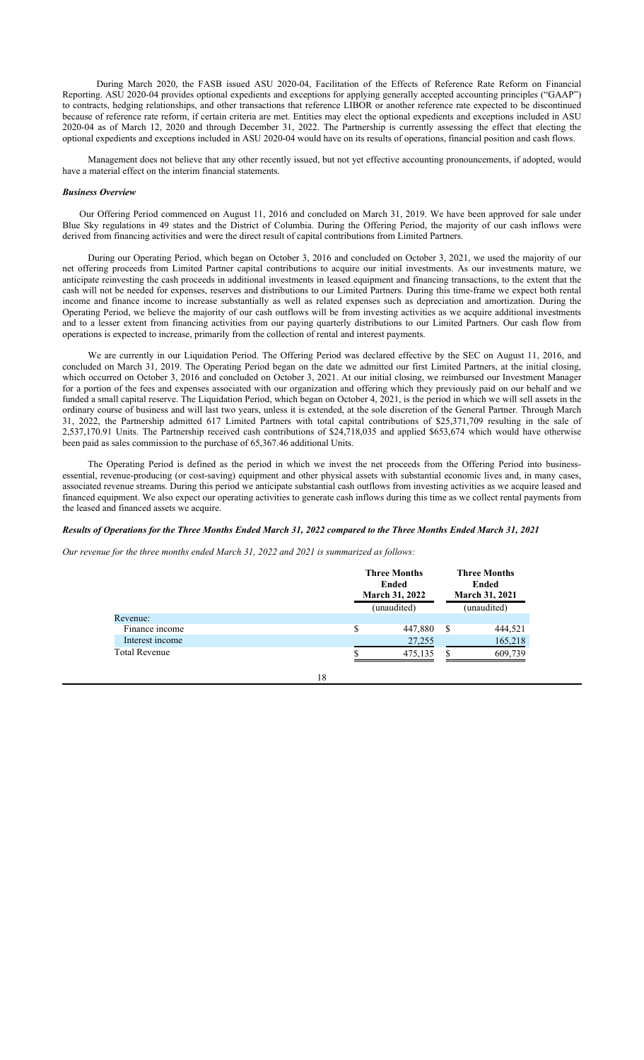During March 2020, the FASB issued ASU 2020-04, Facilitation of the Effects of Reference Rate Reform on Financial Reporting. ASU 2020-04 provides optional expedients and exceptions for applying generally accepted accounting principles ("GAAP") to contracts, hedging relationships, and other transactions that reference LIBOR or another reference rate expected to be discontinued because of reference rate reform, if certain criteria are met. Entities may elect the optional expedients and exceptions included in ASU 2020-04 as of March 12, 2020 and through December 31, 2022. The Partnership is currently assessing the effect that electing the optional expedients and exceptions included in ASU 2020-04 would have on its results of operations, financial position and cash flows.

Management does not believe that any other recently issued, but not yet effective accounting pronouncements, if adopted, would have a material effect on the interim financial statements.

***Business Overview***

Our Offering Period commenced on August 11, 2016 and concluded on March 31, 2019. We have been approved for sale under Blue Sky regulations in 49 states and the District of Columbia. During the Offering Period, the majority of our cash inflows were derived from financing activities and were the direct result of capital contributions from Limited Partners.

During our Operating Period, which began on October 3, 2016 and concluded on October 3, 2021, we used the majority of our net offering proceeds from Limited Partner capital contributions to acquire our initial investments. As our investments mature, we anticipate reinvesting the cash proceeds in additional investments in leased equipment and financing transactions, to the extent that the cash will not be needed for expenses, reserves and distributions to our Limited Partners. During this time-frame we expect both rental income and finance income to increase substantially as well as related expenses such as depreciation and amortization. During the Operating Period, we believe the majority of our cash outflows will be from investing activities as we acquire additional investments and to a lesser extent from financing activities from our paying quarterly distributions to our Limited Partners. Our cash flow from operations is expected to increase, primarily from the collection of rental and interest payments.

We are currently in our Liquidation Period. The Offering Period was declared effective by the SEC on August 11, 2016, and concluded on March 31, 2019. The Operating Period began on the date we admitted our first Limited Partners, at the initial closing, which occurred on October 3, 2016 and concluded on October 3, 2021. At our initial closing, we reimbursed our Investment Manager for a portion of the fees and expenses associated with our organization and offering which they previously paid on our behalf and we funded a small capital reserve. The Liquidation Period, which began on October 4, 2021, is the period in which we will sell assets in the ordinary course of business and will last two years, unless it is extended, at the sole discretion of the General Partner. Through March 31, 2022, the Partnership admitted 617 Limited Partners with total capital contributions of $25,371,709 resulting in the sale of 2,537,170.91 Units. The Partnership received cash contributions of $24,718,035 and applied $653,674 which would have otherwise been paid as sales commission to the purchase of 65,367.46 additional Units.

The Operating Period is defined as the period in which we invest the net proceeds from the Offering Period into business-essential, revenue-producing (or cost-saving) equipment and other physical assets with substantial economic lives and, in many cases, associated revenue streams. During this period we anticipate substantial cash outflows from investing activities as we acquire leased and financed equipment. We also expect our operating activities to generate cash inflows during this time as we collect rental payments from the leased and financed assets we acquire.

***Results of Operations for the Three Months Ended March 31, 2022 compared to the Three Months Ended March 31, 2021***

*Our revenue for the three months ended March 31, 2022 and 2021 is summarized as follows:*

| | Three Months Ended March 31, 2022 | Three Months Ended March 31, 2021 |
|---|---|---|
| | (unaudited) | (unaudited) |
| Revenue: | | |
| Finance income | $ 447,880 | $ 444,521 |
| Interest income | 27,255 | 165,218 |
| Total Revenue | $ 475,135 | $ 609,739 |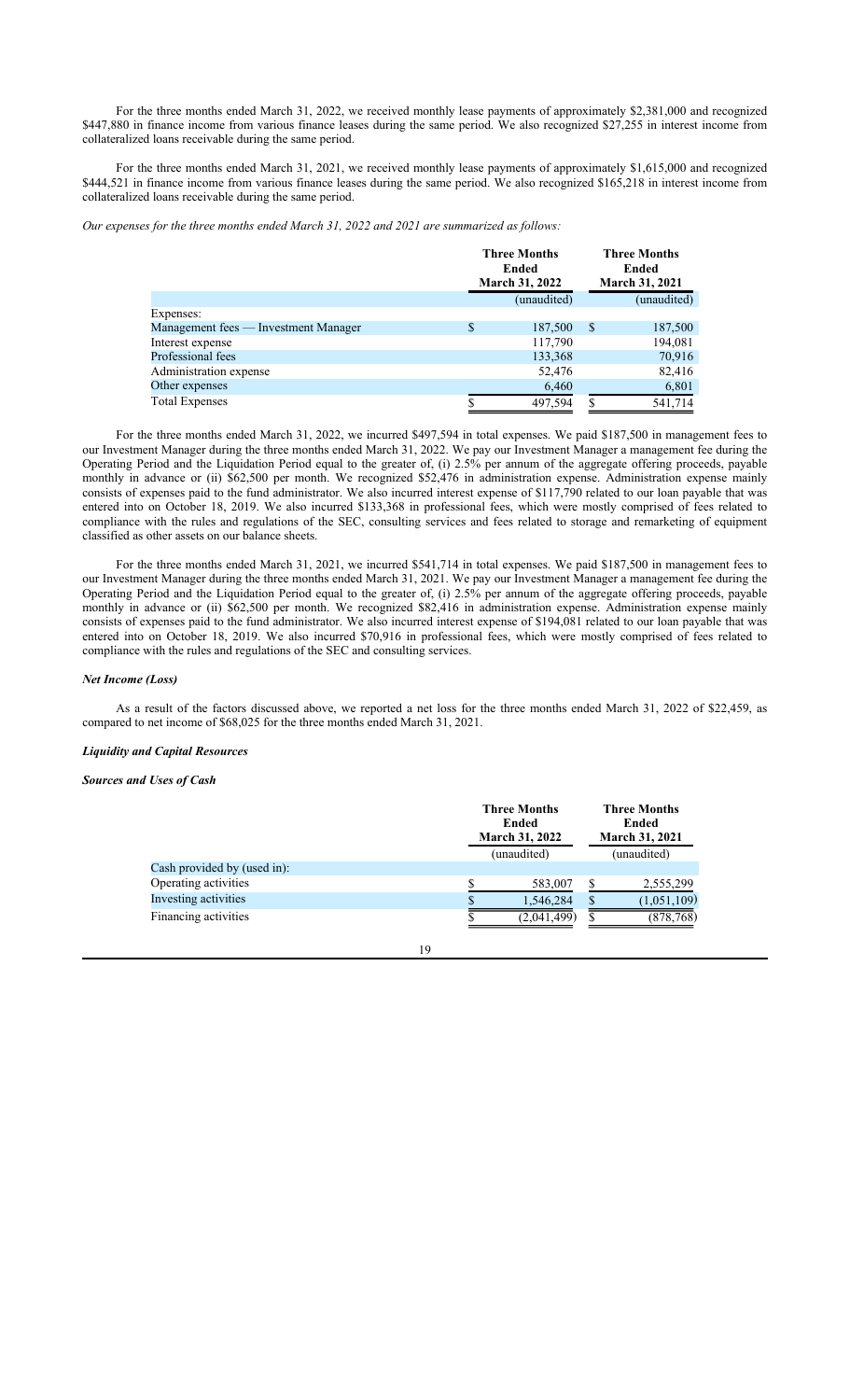For the three months ended March 31, 2022, we received monthly lease payments of approximately $2,381,000 and recognized $447,880 in finance income from various finance leases during the same period. We also recognized $27,255 in interest income from collateralized loans receivable during the same period.

For the three months ended March 31, 2021, we received monthly lease payments of approximately $1,615,000 and recognized $444,521 in finance income from various finance leases during the same period. We also recognized $165,218 in interest income from collateralized loans receivable during the same period.

*Our expenses for the three months ended March 31, 2022 and 2021 are summarized as follows:*

| | Three Months Ended March 31, 2022 | Three Months Ended March 31, 2021 |
|---|---|---|
| | (unaudited) | (unaudited) |
| Expenses: | | |
| Management fees — Investment Manager | $ 187,500 | $ 187,500 |
| Interest expense | 117,790 | 194,081 |
| Professional fees | 133,368 | 70,916 |
| Administration expense | 52,476 | 82,416 |
| Other expenses | 6,460 | 6,801 |
| Total Expenses | $ 497,594 | $ 541,714 |

For the three months ended March 31, 2022, we incurred $497,594 in total expenses. We paid $187,500 in management fees to our Investment Manager during the three months ended March 31, 2022. We pay our Investment Manager a management fee during the Operating Period and the Liquidation Period equal to the greater of, (i) 2.5% per annum of the aggregate offering proceeds, payable monthly in advance or (ii) $62,500 per month. We recognized $52,476 in administration expense. Administration expense mainly consists of expenses paid to the fund administrator. We also incurred interest expense of $117,790 related to our loan payable that was entered into on October 18, 2019. We also incurred $133,368 in professional fees, which were mostly comprised of fees related to compliance with the rules and regulations of the SEC, consulting services and fees related to storage and remarketing of equipment classified as other assets on our balance sheets.

For the three months ended March 31, 2021, we incurred $541,714 in total expenses. We paid $187,500 in management fees to our Investment Manager during the three months ended March 31, 2021. We pay our Investment Manager a management fee during the Operating Period and the Liquidation Period equal to the greater of, (i) 2.5% per annum of the aggregate offering proceeds, payable monthly in advance or (ii) $62,500 per month. We recognized $82,416 in administration expense. Administration expense mainly consists of expenses paid to the fund administrator. We also incurred interest expense of $194,081 related to our loan payable that was entered into on October 18, 2019. We also incurred $70,916 in professional fees, which were mostly comprised of fees related to compliance with the rules and regulations of the SEC and consulting services.

### *Net Income (Loss)*

As a result of the factors discussed above, we reported a net loss for the three months ended March 31, 2022 of $22,459, as compared to net income of $68,025 for the three months ended March 31, 2021.

### *Liquidity and Capital Resources*

#### *Sources and Uses of Cash*

| | Three Months Ended March 31, 2022 | Three Months Ended March 31, 2021 |
|---|---|---|
| | (unaudited) | (unaudited) |
| Cash provided by (used in): | | |
| Operating activities | $ 583,007 | $ 2,555,299 |
| Investing activities | $ 1,546,284 | $ (1,051,109) |
| Financing activities | $ (2,041,499) | $ (878,768) |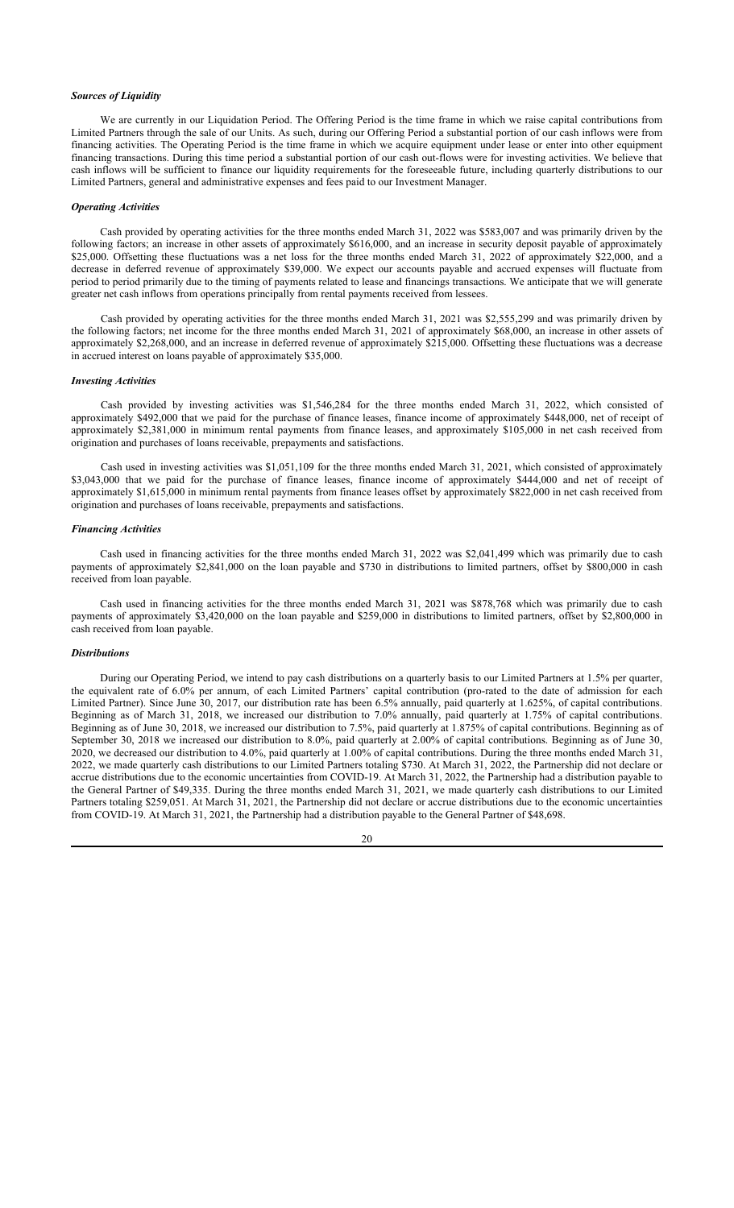### *Sources of Liquidity*

We are currently in our Liquidation Period. The Offering Period is the time frame in which we raise capital contributions from Limited Partners through the sale of our Units. As such, during our Offering Period a substantial portion of our cash inflows were from financing activities. The Operating Period is the time frame in which we acquire equipment under lease or enter into other equipment financing transactions. During this time period a substantial portion of our cash out-flows were for investing activities. We believe that cash inflows will be sufficient to finance our liquidity requirements for the foreseeable future, including quarterly distributions to our Limited Partners, general and administrative expenses and fees paid to our Investment Manager.

### *Operating Activities*

Cash provided by operating activities for the three months ended March 31, 2022 was $583,007 and was primarily driven by the following factors; an increase in other assets of approximately $616,000, and an increase in security deposit payable of approximately $25,000. Offsetting these fluctuations was a net loss for the three months ended March 31, 2022 of approximately $22,000, and a decrease in deferred revenue of approximately $39,000. We expect our accounts payable and accrued expenses will fluctuate from period to period primarily due to the timing of payments related to lease and financings transactions. We anticipate that we will generate greater net cash inflows from operations principally from rental payments received from lessees.

Cash provided by operating activities for the three months ended March 31, 2021 was $2,555,299 and was primarily driven by the following factors; net income for the three months ended March 31, 2021 of approximately $68,000, an increase in other assets of approximately $2,268,000, and an increase in deferred revenue of approximately $215,000. Offsetting these fluctuations was a decrease in accrued interest on loans payable of approximately $35,000.

### *Investing Activities*

Cash provided by investing activities was $1,546,284 for the three months ended March 31, 2022, which consisted of approximately $492,000 that we paid for the purchase of finance leases, finance income of approximately $448,000, net of receipt of approximately $2,381,000 in minimum rental payments from finance leases, and approximately $105,000 in net cash received from origination and purchases of loans receivable, prepayments and satisfactions.

Cash used in investing activities was $1,051,109 for the three months ended March 31, 2021, which consisted of approximately $3,043,000 that we paid for the purchase of finance leases, finance income of approximately $444,000 and net of receipt of approximately $1,615,000 in minimum rental payments from finance leases offset by approximately $822,000 in net cash received from origination and purchases of loans receivable, prepayments and satisfactions.

### *Financing Activities*

Cash used in financing activities for the three months ended March 31, 2022 was $2,041,499 which was primarily due to cash payments of approximately $2,841,000 on the loan payable and $730 in distributions to limited partners, offset by $800,000 in cash received from loan payable.

Cash used in financing activities for the three months ended March 31, 2021 was $878,768 which was primarily due to cash payments of approximately $3,420,000 on the loan payable and $259,000 in distributions to limited partners, offset by $2,800,000 in cash received from loan payable.

### *Distributions*

During our Operating Period, we intend to pay cash distributions on a quarterly basis to our Limited Partners at 1.5% per quarter, the equivalent rate of 6.0% per annum, of each Limited Partners' capital contribution (pro-rated to the date of admission for each Limited Partner). Since June 30, 2017, our distribution rate has been 6.5% annually, paid quarterly at 1.625%, of capital contributions. Beginning as of March 31, 2018, we increased our distribution to 7.0% annually, paid quarterly at 1.75% of capital contributions. Beginning as of June 30, 2018, we increased our distribution to 7.5%, paid quarterly at 1.875% of capital contributions. Beginning as of September 30, 2018 we increased our distribution to 8.0%, paid quarterly at 2.00% of capital contributions. Beginning as of June 30, 2020, we decreased our distribution to 4.0%, paid quarterly at 1.00% of capital contributions. During the three months ended March 31, 2022, we made quarterly cash distributions to our Limited Partners totaling $730. At March 31, 2022, the Partnership did not declare or accrue distributions due to the economic uncertainties from COVID-19. At March 31, 2022, the Partnership had a distribution payable to the General Partner of $49,335. During the three months ended March 31, 2021, we made quarterly cash distributions to our Limited Partners totaling $259,051. At March 31, 2021, the Partnership did not declare or accrue distributions due to the economic uncertainties from COVID-19. At March 31, 2021, the Partnership had a distribution payable to the General Partner of $48,698.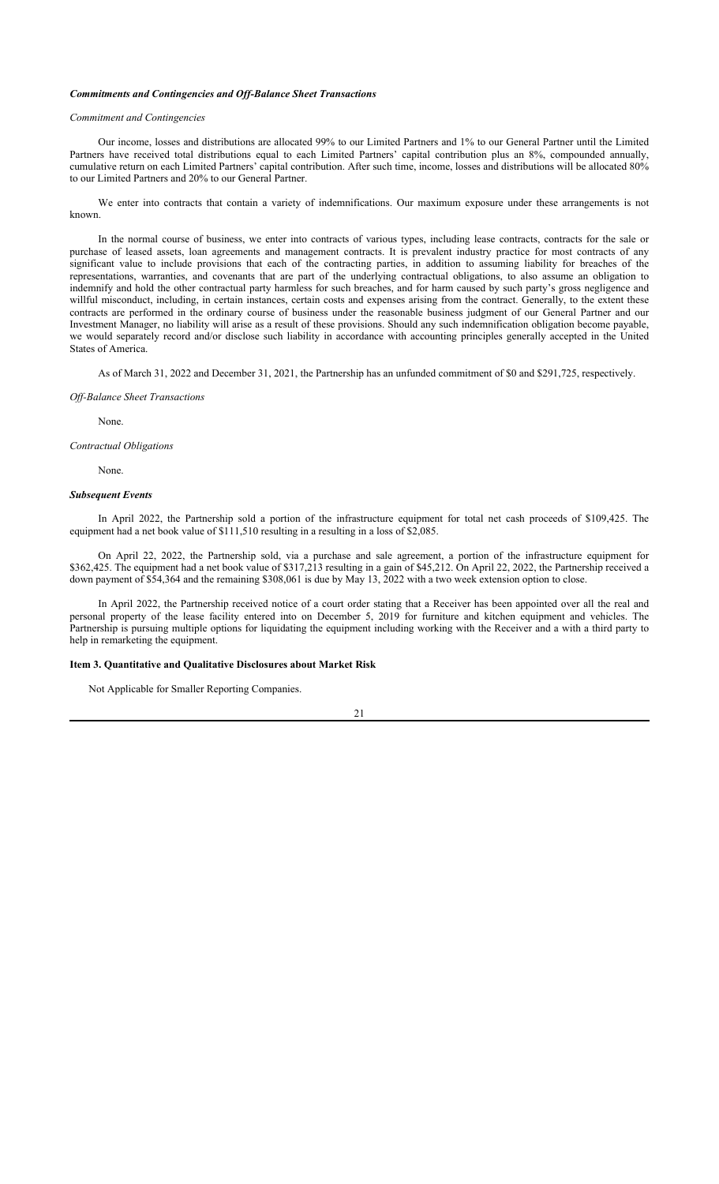### ***Commitments and Contingencies and Off-Balance Sheet Transactions***

*Commitment and Contingencies*

Our income, losses and distributions are allocated 99% to our Limited Partners and 1% to our General Partner until the Limited Partners have received total distributions equal to each Limited Partners' capital contribution plus an 8%, compounded annually, cumulative return on each Limited Partners' capital contribution. After such time, income, losses and distributions will be allocated 80% to our Limited Partners and 20% to our General Partner.

We enter into contracts that contain a variety of indemnifications. Our maximum exposure under these arrangements is not known.

In the normal course of business, we enter into contracts of various types, including lease contracts, contracts for the sale or purchase of leased assets, loan agreements and management contracts. It is prevalent industry practice for most contracts of any significant value to include provisions that each of the contracting parties, in addition to assuming liability for breaches of the representations, warranties, and covenants that are part of the underlying contractual obligations, to also assume an obligation to indemnify and hold the other contractual party harmless for such breaches, and for harm caused by such party's gross negligence and willful misconduct, including, in certain instances, certain costs and expenses arising from the contract. Generally, to the extent these contracts are performed in the ordinary course of business under the reasonable business judgment of our General Partner and our Investment Manager, no liability will arise as a result of these provisions. Should any such indemnification obligation become payable, we would separately record and/or disclose such liability in accordance with accounting principles generally accepted in the United States of America.

As of March 31, 2022 and December 31, 2021, the Partnership has an unfunded commitment of $0 and $291,725, respectively.

*Off-Balance Sheet Transactions*

None.

*Contractual Obligations*

None.

### ***Subsequent Events***

In April 2022, the Partnership sold a portion of the infrastructure equipment for total net cash proceeds of $109,425. The equipment had a net book value of $111,510 resulting in a resulting in a loss of $2,085.

On April 22, 2022, the Partnership sold, via a purchase and sale agreement, a portion of the infrastructure equipment for $362,425. The equipment had a net book value of $317,213 resulting in a gain of $45,212. On April 22, 2022, the Partnership received a down payment of $54,364 and the remaining $308,061 is due by May 13, 2022 with a two week extension option to close.

In April 2022, the Partnership received notice of a court order stating that a Receiver has been appointed over all the real and personal property of the lease facility entered into on December 5, 2019 for furniture and kitchen equipment and vehicles. The Partnership is pursuing multiple options for liquidating the equipment including working with the Receiver and a with a third party to help in remarketing the equipment.

### **Item 3. Quantitative and Qualitative Disclosures about Market Risk**

Not Applicable for Smaller Reporting Companies.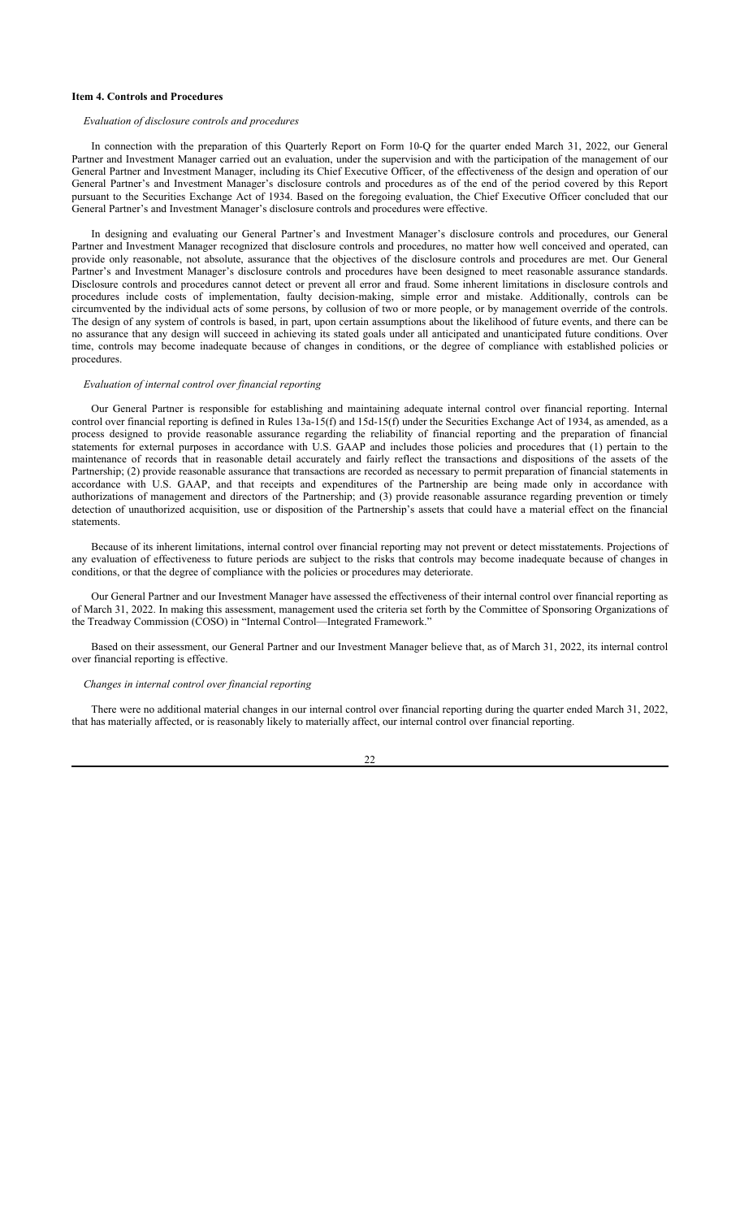### Item 4. Controls and Procedures

*Evaluation of disclosure controls and procedures*

In connection with the preparation of this Quarterly Report on Form 10-Q for the quarter ended March 31, 2022, our General Partner and Investment Manager carried out an evaluation, under the supervision and with the participation of the management of our General Partner and Investment Manager, including its Chief Executive Officer, of the effectiveness of the design and operation of our General Partner's and Investment Manager's disclosure controls and procedures as of the end of the period covered by this Report pursuant to the Securities Exchange Act of 1934. Based on the foregoing evaluation, the Chief Executive Officer concluded that our General Partner's and Investment Manager's disclosure controls and procedures were effective.

In designing and evaluating our General Partner's and Investment Manager's disclosure controls and procedures, our General Partner and Investment Manager recognized that disclosure controls and procedures, no matter how well conceived and operated, can provide only reasonable, not absolute, assurance that the objectives of the disclosure controls and procedures are met. Our General Partner's and Investment Manager's disclosure controls and procedures have been designed to meet reasonable assurance standards. Disclosure controls and procedures cannot detect or prevent all error and fraud. Some inherent limitations in disclosure controls and procedures include costs of implementation, faulty decision-making, simple error and mistake. Additionally, controls can be circumvented by the individual acts of some persons, by collusion of two or more people, or by management override of the controls. The design of any system of controls is based, in part, upon certain assumptions about the likelihood of future events, and there can be no assurance that any design will succeed in achieving its stated goals under all anticipated and unanticipated future conditions. Over time, controls may become inadequate because of changes in conditions, or the degree of compliance with established policies or procedures.

*Evaluation of internal control over financial reporting*

Our General Partner is responsible for establishing and maintaining adequate internal control over financial reporting. Internal control over financial reporting is defined in Rules 13a-15(f) and 15d-15(f) under the Securities Exchange Act of 1934, as amended, as a process designed to provide reasonable assurance regarding the reliability of financial reporting and the preparation of financial statements for external purposes in accordance with U.S. GAAP and includes those policies and procedures that (1) pertain to the maintenance of records that in reasonable detail accurately and fairly reflect the transactions and dispositions of the assets of the Partnership; (2) provide reasonable assurance that transactions are recorded as necessary to permit preparation of financial statements in accordance with U.S. GAAP, and that receipts and expenditures of the Partnership are being made only in accordance with authorizations of management and directors of the Partnership; and (3) provide reasonable assurance regarding prevention or timely detection of unauthorized acquisition, use or disposition of the Partnership's assets that could have a material effect on the financial statements.

Because of its inherent limitations, internal control over financial reporting may not prevent or detect misstatements. Projections of any evaluation of effectiveness to future periods are subject to the risks that controls may become inadequate because of changes in conditions, or that the degree of compliance with the policies or procedures may deteriorate.

Our General Partner and our Investment Manager have assessed the effectiveness of their internal control over financial reporting as of March 31, 2022. In making this assessment, management used the criteria set forth by the Committee of Sponsoring Organizations of the Treadway Commission (COSO) in "Internal Control—Integrated Framework."

Based on their assessment, our General Partner and our Investment Manager believe that, as of March 31, 2022, its internal control over financial reporting is effective.

*Changes in internal control over financial reporting*

There were no additional material changes in our internal control over financial reporting during the quarter ended March 31, 2022, that has materially affected, or is reasonably likely to materially affect, our internal control over financial reporting.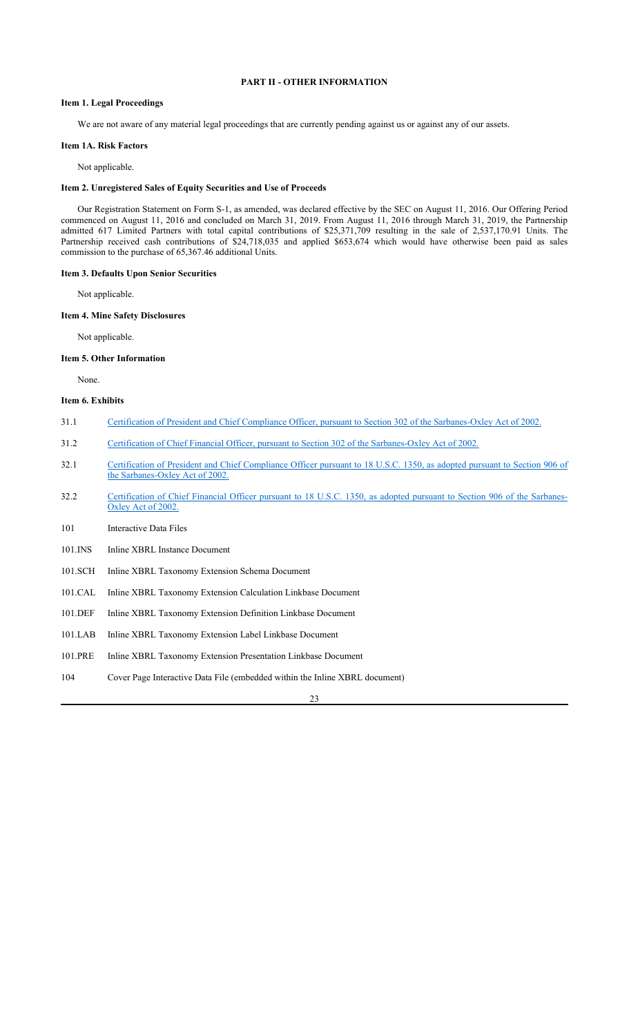## PART II - OTHER INFORMATION

### Item 1. Legal Proceedings

We are not aware of any material legal proceedings that are currently pending against us or against any of our assets.

### Item 1A. Risk Factors

Not applicable.

### Item 2. Unregistered Sales of Equity Securities and Use of Proceeds

Our Registration Statement on Form S-1, as amended, was declared effective by the SEC on August 11, 2016. Our Offering Period commenced on August 11, 2016 and concluded on March 31, 2019. From August 11, 2016 through March 31, 2019, the Partnership admitted 617 Limited Partners with total capital contributions of $25,371,709 resulting in the sale of 2,537,170.91 Units. The Partnership received cash contributions of $24,718,035 and applied $653,674 which would have otherwise been paid as sales commission to the purchase of 65,367.46 additional Units.

### Item 3. Defaults Upon Senior Securities

Not applicable.

### Item 4. Mine Safety Disclosures

Not applicable.

### Item 5. Other Information

None.

### Item 6. Exhibits

| | |
|---|---|
| 31.1 | Certification of President and Chief Compliance Officer, pursuant to Section 302 of the Sarbanes-Oxley Act of 2002. |
| 31.2 | Certification of Chief Financial Officer, pursuant to Section 302 of the Sarbanes-Oxley Act of 2002. |
| 32.1 | Certification of President and Chief Compliance Officer pursuant to 18 U.S.C. 1350, as adopted pursuant to Section 906 of the Sarbanes-Oxley Act of 2002. |
| 32.2 | Certification of Chief Financial Officer pursuant to 18 U.S.C. 1350, as adopted pursuant to Section 906 of the Sarbanes-Oxley Act of 2002. |
| 101 | Interactive Data Files |
| 101.INS | Inline XBRL Instance Document |
| 101.SCH | Inline XBRL Taxonomy Extension Schema Document |
| 101.CAL | Inline XBRL Taxonomy Extension Calculation Linkbase Document |
| 101.DEF | Inline XBRL Taxonomy Extension Definition Linkbase Document |
| 101.LAB | Inline XBRL Taxonomy Extension Label Linkbase Document |
| 101.PRE | Inline XBRL Taxonomy Extension Presentation Linkbase Document |
| 104 | Cover Page Interactive Data File (embedded within the Inline XBRL document) |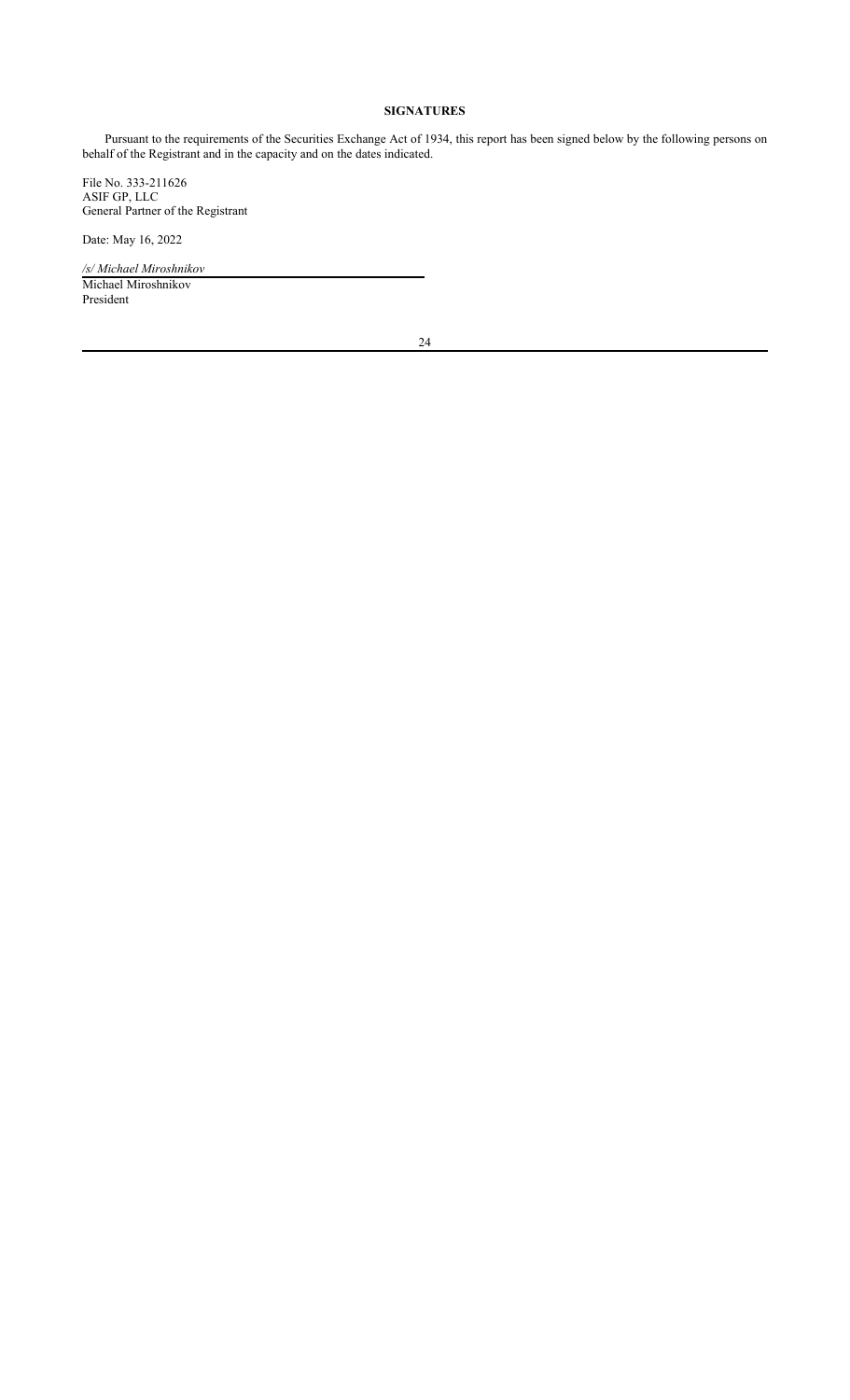## SIGNATURES

Pursuant to the requirements of the Securities Exchange Act of 1934, this report has been signed below by the following persons on behalf of the Registrant and in the capacity and on the dates indicated.

File No. 333-211626
ASIF GP, LLC
General Partner of the Registrant

Date: May 16, 2022

*/s/ Michael Miroshnikov*
Michael Miroshnikov
President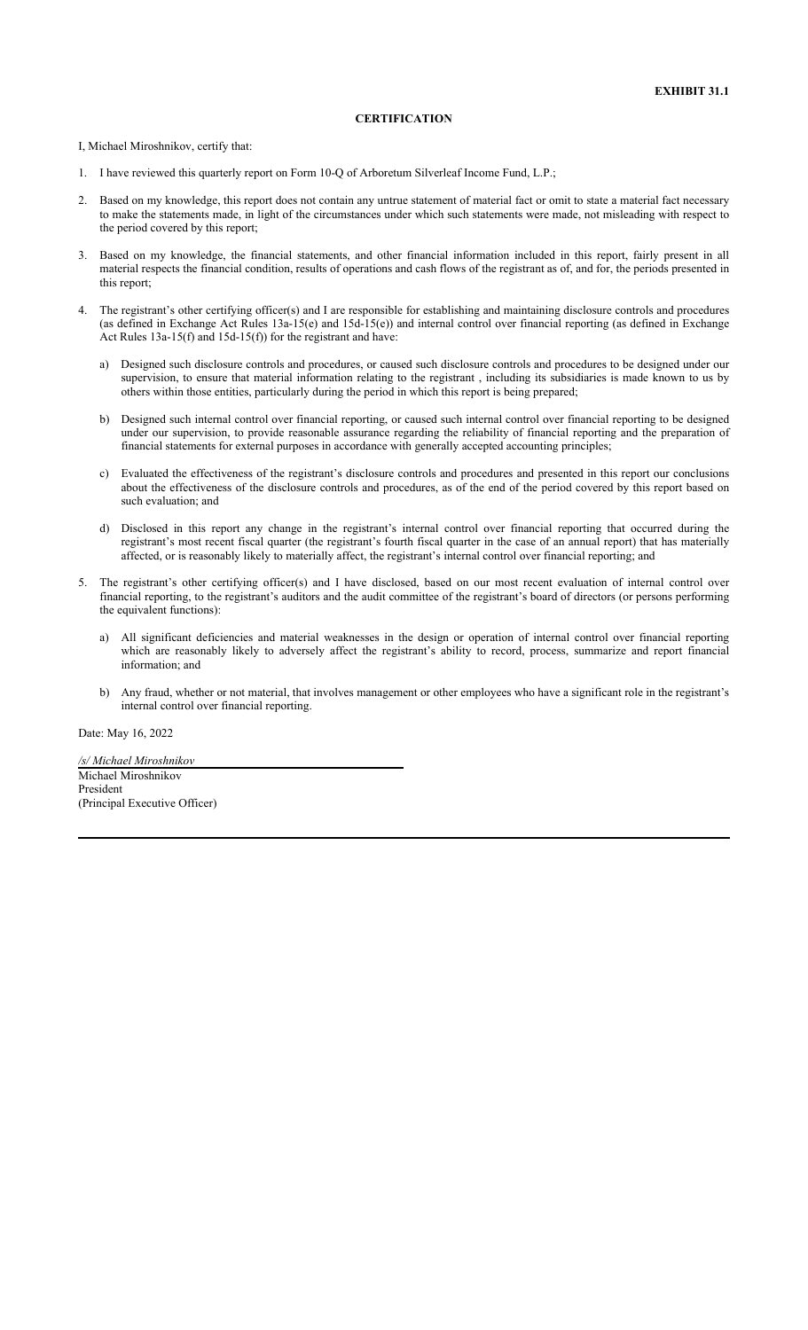**EXHIBIT 31.1**

**CERTIFICATION**

I, Michael Miroshnikov, certify that:

1. I have reviewed this quarterly report on Form 10-Q of Arboretum Silverleaf Income Fund, L.P.;

2. Based on my knowledge, this report does not contain any untrue statement of material fact or omit to state a material fact necessary to make the statements made, in light of the circumstances under which such statements were made, not misleading with respect to the period covered by this report;

3. Based on my knowledge, the financial statements, and other financial information included in this report, fairly present in all material respects the financial condition, results of operations and cash flows of the registrant as of, and for, the periods presented in this report;

4. The registrant's other certifying officer(s) and I are responsible for establishing and maintaining disclosure controls and procedures (as defined in Exchange Act Rules 13a-15(e) and 15d-15(e)) and internal control over financial reporting (as defined in Exchange Act Rules 13a-15(f) and 15d-15(f)) for the registrant and have:

   a) Designed such disclosure controls and procedures, or caused such disclosure controls and procedures to be designed under our supervision, to ensure that material information relating to the registrant , including its subsidiaries is made known to us by others within those entities, particularly during the period in which this report is being prepared;

   b) Designed such internal control over financial reporting, or caused such internal control over financial reporting to be designed under our supervision, to provide reasonable assurance regarding the reliability of financial reporting and the preparation of financial statements for external purposes in accordance with generally accepted accounting principles;

   c) Evaluated the effectiveness of the registrant's disclosure controls and procedures and presented in this report our conclusions about the effectiveness of the disclosure controls and procedures, as of the end of the period covered by this report based on such evaluation; and

   d) Disclosed in this report any change in the registrant's internal control over financial reporting that occurred during the registrant's most recent fiscal quarter (the registrant's fourth fiscal quarter in the case of an annual report) that has materially affected, or is reasonably likely to materially affect, the registrant's internal control over financial reporting; and

5. The registrant's other certifying officer(s) and I have disclosed, based on our most recent evaluation of internal control over financial reporting, to the registrant's auditors and the audit committee of the registrant's board of directors (or persons performing the equivalent functions):

   a) All significant deficiencies and material weaknesses in the design or operation of internal control over financial reporting which are reasonably likely to adversely affect the registrant's ability to record, process, summarize and report financial information; and

   b) Any fraud, whether or not material, that involves management or other employees who have a significant role in the registrant's internal control over financial reporting.

Date: May 16, 2022

*/s/ Michael Miroshnikov*
Michael Miroshnikov
President
(Principal Executive Officer)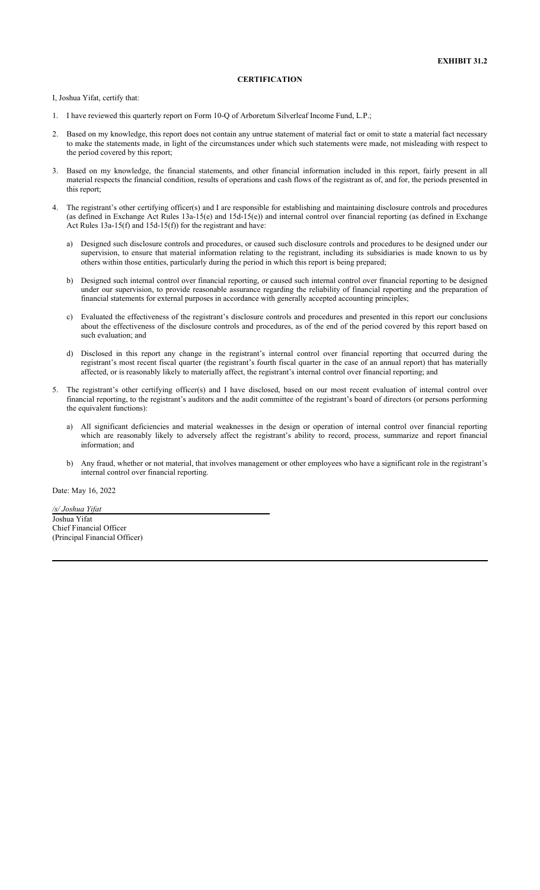**EXHIBIT 31.2**

**CERTIFICATION**

I, Joshua Yifat, certify that:

1. I have reviewed this quarterly report on Form 10-Q of Arboretum Silverleaf Income Fund, L.P.;

2. Based on my knowledge, this report does not contain any untrue statement of material fact or omit to state a material fact necessary to make the statements made, in light of the circumstances under which such statements were made, not misleading with respect to the period covered by this report;

3. Based on my knowledge, the financial statements, and other financial information included in this report, fairly present in all material respects the financial condition, results of operations and cash flows of the registrant as of, and for, the periods presented in this report;

4. The registrant's other certifying officer(s) and I are responsible for establishing and maintaining disclosure controls and procedures (as defined in Exchange Act Rules 13a-15(e) and 15d-15(e)) and internal control over financial reporting (as defined in Exchange Act Rules 13a-15(f) and 15d-15(f)) for the registrant and have:

   a) Designed such disclosure controls and procedures, or caused such disclosure controls and procedures to be designed under our supervision, to ensure that material information relating to the registrant, including its subsidiaries is made known to us by others within those entities, particularly during the period in which this report is being prepared;

   b) Designed such internal control over financial reporting, or caused such internal control over financial reporting to be designed under our supervision, to provide reasonable assurance regarding the reliability of financial reporting and the preparation of financial statements for external purposes in accordance with generally accepted accounting principles;

   c) Evaluated the effectiveness of the registrant's disclosure controls and procedures and presented in this report our conclusions about the effectiveness of the disclosure controls and procedures, as of the end of the period covered by this report based on such evaluation; and

   d) Disclosed in this report any change in the registrant's internal control over financial reporting that occurred during the registrant's most recent fiscal quarter (the registrant's fourth fiscal quarter in the case of an annual report) that has materially affected, or is reasonably likely to materially affect, the registrant's internal control over financial reporting; and

5. The registrant's other certifying officer(s) and I have disclosed, based on our most recent evaluation of internal control over financial reporting, to the registrant's auditors and the audit committee of the registrant's board of directors (or persons performing the equivalent functions):

   a) All significant deficiencies and material weaknesses in the design or operation of internal control over financial reporting which are reasonably likely to adversely affect the registrant's ability to record, process, summarize and report financial information; and

   b) Any fraud, whether or not material, that involves management or other employees who have a significant role in the registrant's internal control over financial reporting.

Date: May 16, 2022

*/s/ Joshua Yifat*
Joshua Yifat
Chief Financial Officer
(Principal Financial Officer)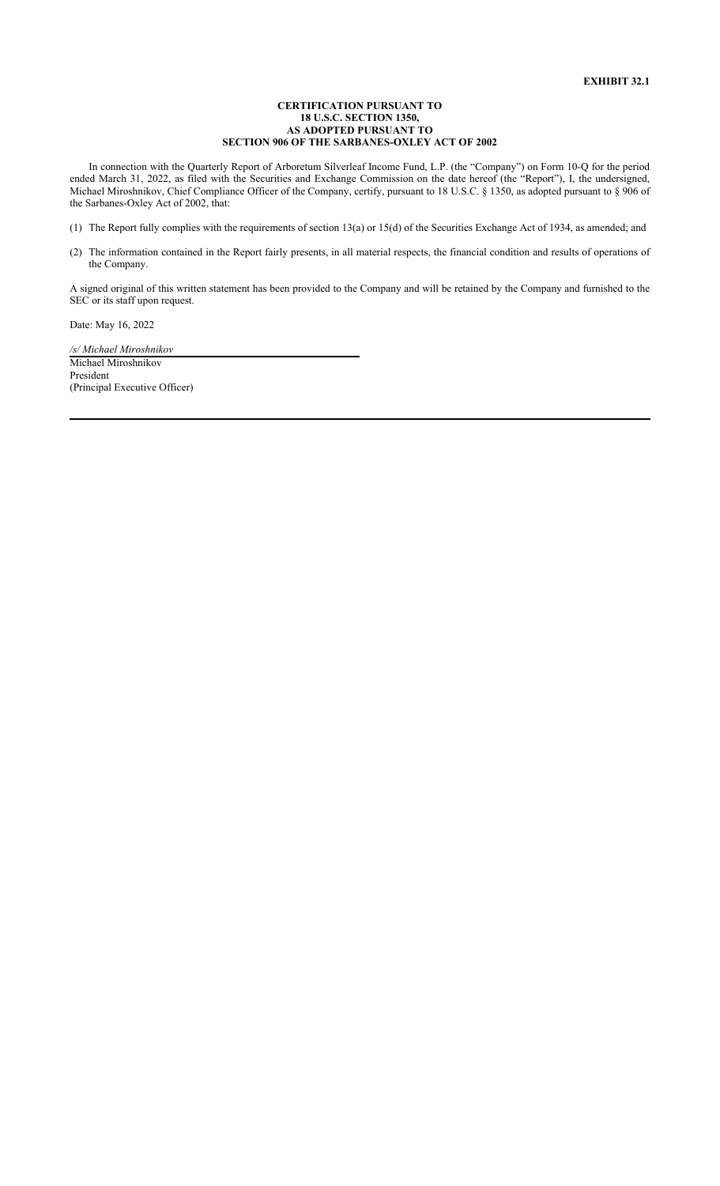**EXHIBIT 32.1**

**CERTIFICATION PURSUANT TO 18 U.S.C. SECTION 1350, AS ADOPTED PURSUANT TO SECTION 906 OF THE SARBANES-OXLEY ACT OF 2002**

In connection with the Quarterly Report of Arboretum Silverleaf Income Fund, L.P. (the "Company") on Form 10-Q for the period ended March 31, 2022, as filed with the Securities and Exchange Commission on the date hereof (the "Report"), I, the undersigned, Michael Miroshnikov, Chief Compliance Officer of the Company, certify, pursuant to 18 U.S.C. § 1350, as adopted pursuant to § 906 of the Sarbanes-Oxley Act of 2002, that:

(1) The Report fully complies with the requirements of section 13(a) or 15(d) of the Securities Exchange Act of 1934, as amended; and

(2) The information contained in the Report fairly presents, in all material respects, the financial condition and results of operations of the Company.

A signed original of this written statement has been provided to the Company and will be retained by the Company and furnished to the SEC or its staff upon request.

Date: May 16, 2022

*/s/ Michael Miroshnikov*

Michael Miroshnikov
President
(Principal Executive Officer)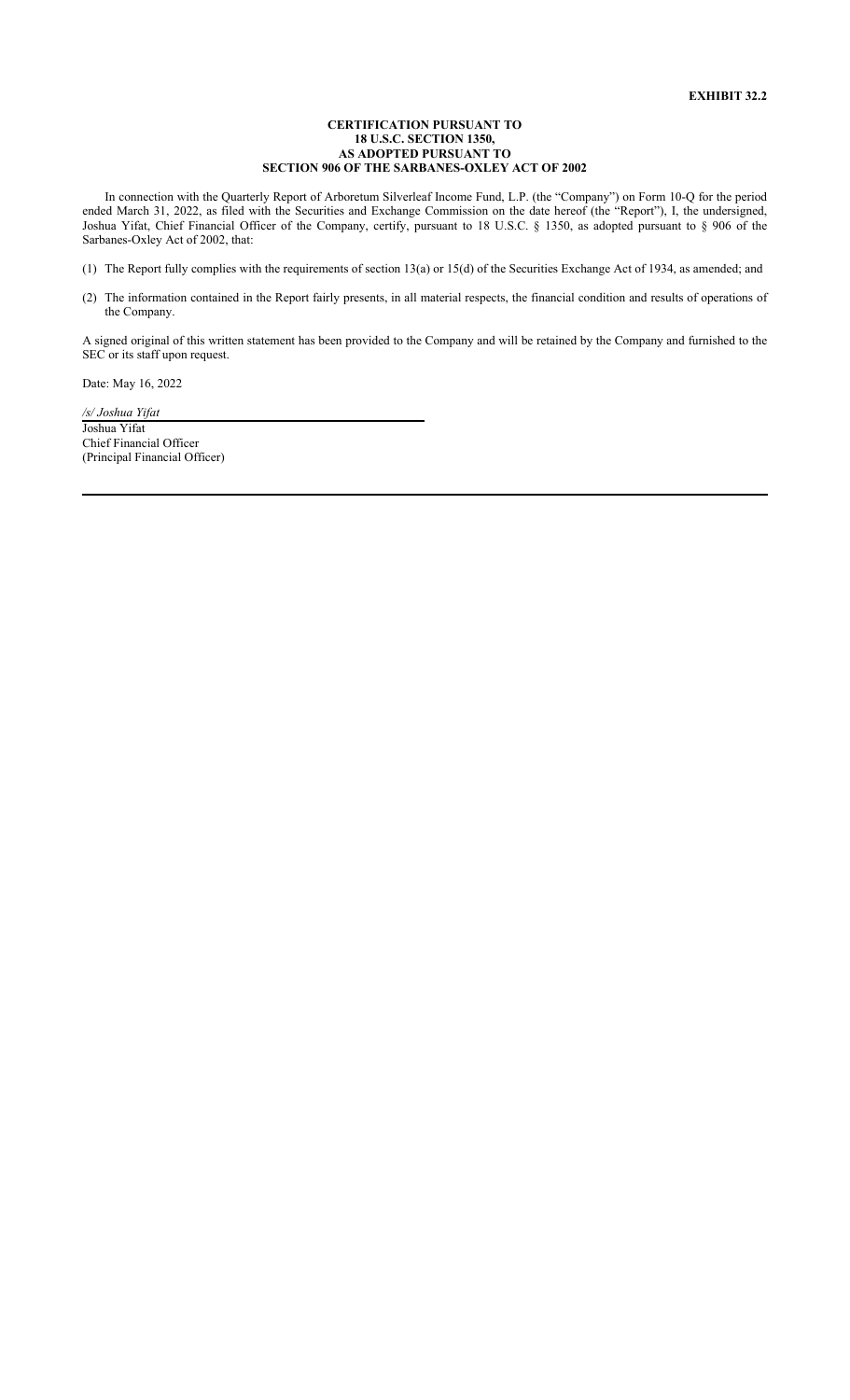**EXHIBIT 32.2**

**CERTIFICATION PURSUANT TO
18 U.S.C. SECTION 1350,
AS ADOPTED PURSUANT TO
SECTION 906 OF THE SARBANES-OXLEY ACT OF 2002**

In connection with the Quarterly Report of Arboretum Silverleaf Income Fund, L.P. (the "Company") on Form 10-Q for the period ended March 31, 2022, as filed with the Securities and Exchange Commission on the date hereof (the "Report"), I, the undersigned, Joshua Yifat, Chief Financial Officer of the Company, certify, pursuant to 18 U.S.C. § 1350, as adopted pursuant to § 906 of the Sarbanes-Oxley Act of 2002, that:

(1) The Report fully complies with the requirements of section 13(a) or 15(d) of the Securities Exchange Act of 1934, as amended; and

(2) The information contained in the Report fairly presents, in all material respects, the financial condition and results of operations of the Company.

A signed original of this written statement has been provided to the Company and will be retained by the Company and furnished to the SEC or its staff upon request.

Date: May 16, 2022

*/s/ Joshua Yifat*
Joshua Yifat
Chief Financial Officer
(Principal Financial Officer)